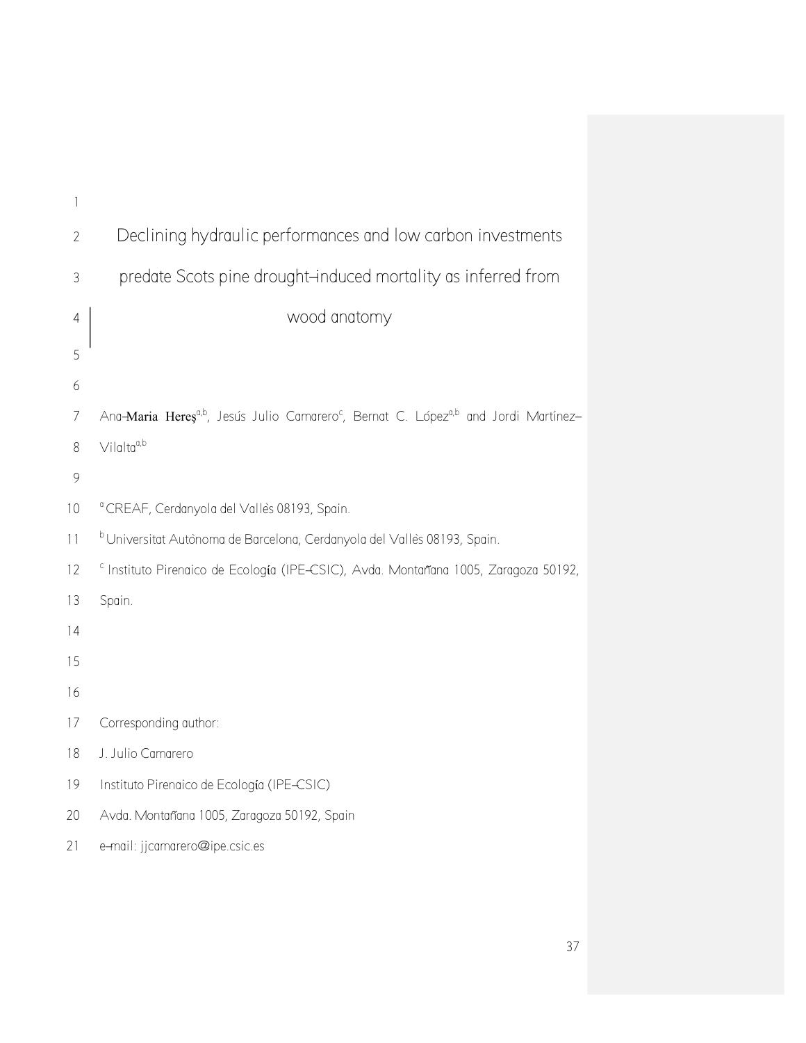# Declining hydraulic performances and low carbon investments predate Scots pine drought–induced mortality as inferred from wood anatomy

Ana–**Maria Hereş**[a,b], Jesús Julio Camarero[c], Bernat C. López[a,b] and Jordi Martínez–Vilalta[a,b]

[a] CREAF, Cerdanyola del Vallès 08193, Spain.

[b] Universitat Autònoma de Barcelona, Cerdanyola del Vallès 08193, Spain.

[c] Instituto Pirenaico de Ecología (IPE–CSIC), Avda. Montañana 1005, Zaragoza 50192, Spain.

Corresponding author:

J. Julio Camarero

Instituto Pirenaico de Ecología (IPE–CSIC)

Avda. Montañana 1005, Zaragoza 50192, Spain

e–mail: jjcamarero@ipe.csic.es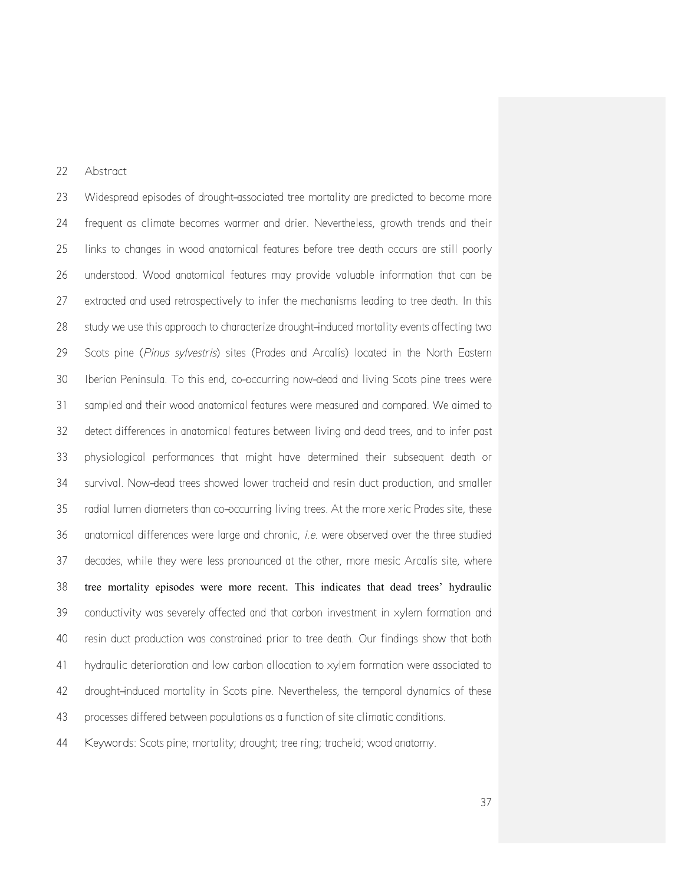## Abstract

Widespread episodes of drought–associated tree mortality are predicted to become more frequent as climate becomes warmer and drier. Nevertheless, growth trends and their links to changes in wood anatomical features before tree death occurs are still poorly understood. Wood anatomical features may provide valuable information that can be extracted and used retrospectively to infer the mechanisms leading to tree death. In this study we use this approach to characterize drought–induced mortality events affecting two Scots pine (*Pinus sylvestris*) sites (Prades and Arcalís) located in the North Eastern Iberian Peninsula. To this end, co–occurring now–dead and living Scots pine trees were sampled and their wood anatomical features were measured and compared. We aimed to detect differences in anatomical features between living and dead trees, and to infer past physiological performances that might have determined their subsequent death or survival. Now–dead trees showed lower tracheid and resin duct production, and smaller radial lumen diameters than co–occurring living trees. At the more xeric Prades site, these anatomical differences were large and chronic, *i.e.* were observed over the three studied decades, while they were less pronounced at the other, more mesic Arcalís site, where tree mortality episodes were more recent. This indicates that dead trees' hydraulic conductivity was severely affected and that carbon investment in xylem formation and resin duct production was constrained prior to tree death. Our findings show that both hydraulic deterioration and low carbon allocation to xylem formation were associated to drought–induced mortality in Scots pine. Nevertheless, the temporal dynamics of these processes differed between populations as a function of site climatic conditions.

Keywords: Scots pine; mortality; drought; tree ring; tracheid; wood anatomy.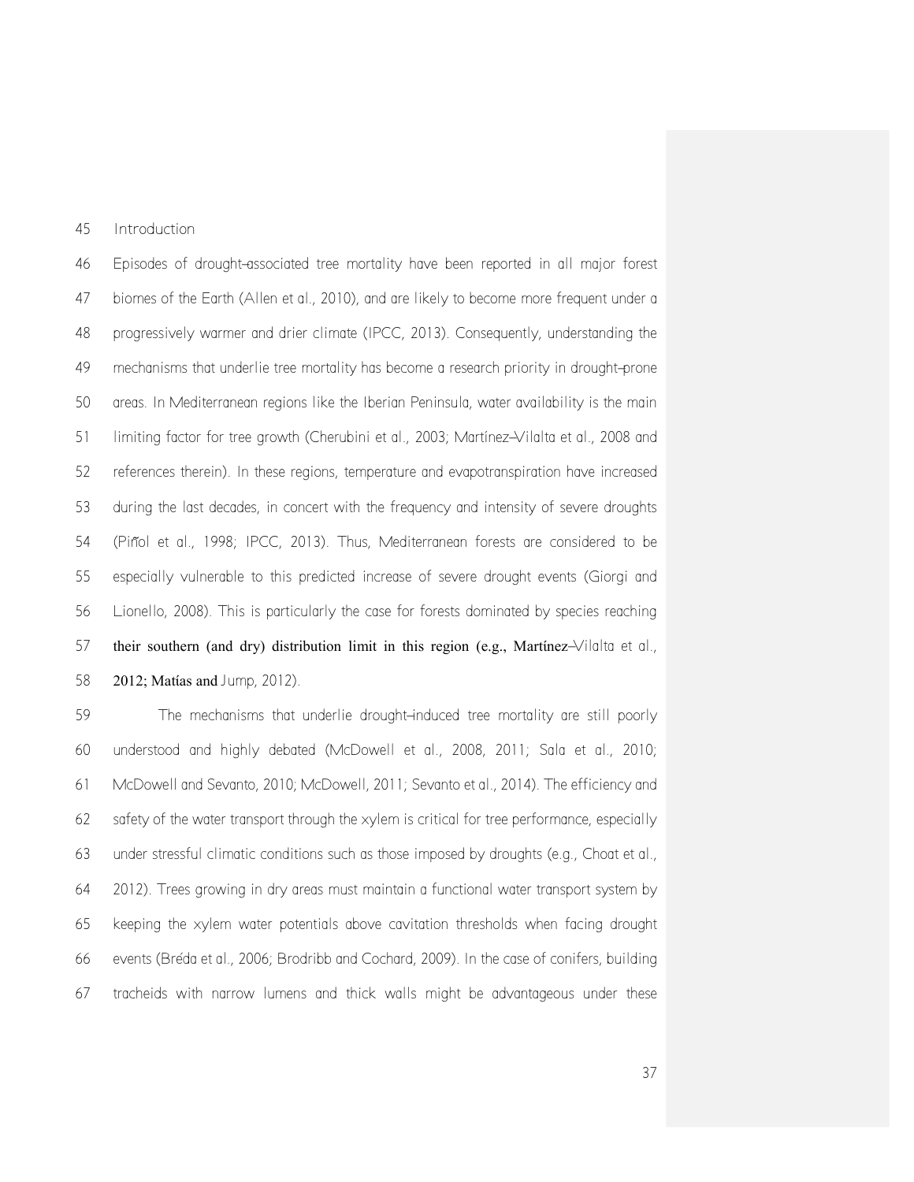## Introduction

Episodes of drought–associated tree mortality have been reported in all major forest biomes of the Earth (Allen et al., 2010), and are likely to become more frequent under a progressively warmer and drier climate (IPCC, 2013). Consequently, understanding the mechanisms that underlie tree mortality has become a research priority in drought–prone areas. In Mediterranean regions like the Iberian Peninsula, water availability is the main limiting factor for tree growth (Cherubini et al., 2003; Martínez–Vilalta et al., 2008 and references therein). In these regions, temperature and evapotranspiration have increased during the last decades, in concert with the frequency and intensity of severe droughts (Piñol et al., 1998; IPCC, 2013). Thus, Mediterranean forests are considered to be especially vulnerable to this predicted increase of severe drought events (Giorgi and Lionello, 2008). This is particularly the case for forests dominated by species reaching their southern (and dry) distribution limit in this region (e.g., Martínez–Vilalta et al., 2012; Matías and Jump, 2012).

The mechanisms that underlie drought–induced tree mortality are still poorly understood and highly debated (McDowell et al., 2008, 2011; Sala et al., 2010; McDowell and Sevanto, 2010; McDowell, 2011; Sevanto et al., 2014). The efficiency and safety of the water transport through the xylem is critical for tree performance, especially under stressful climatic conditions such as those imposed by droughts (e.g., Choat et al., 2012). Trees growing in dry areas must maintain a functional water transport system by keeping the xylem water potentials above cavitation thresholds when facing drought events (Bréda et al., 2006; Brodribb and Cochard, 2009). In the case of conifers, building tracheids with narrow lumens and thick walls might be advantageous under these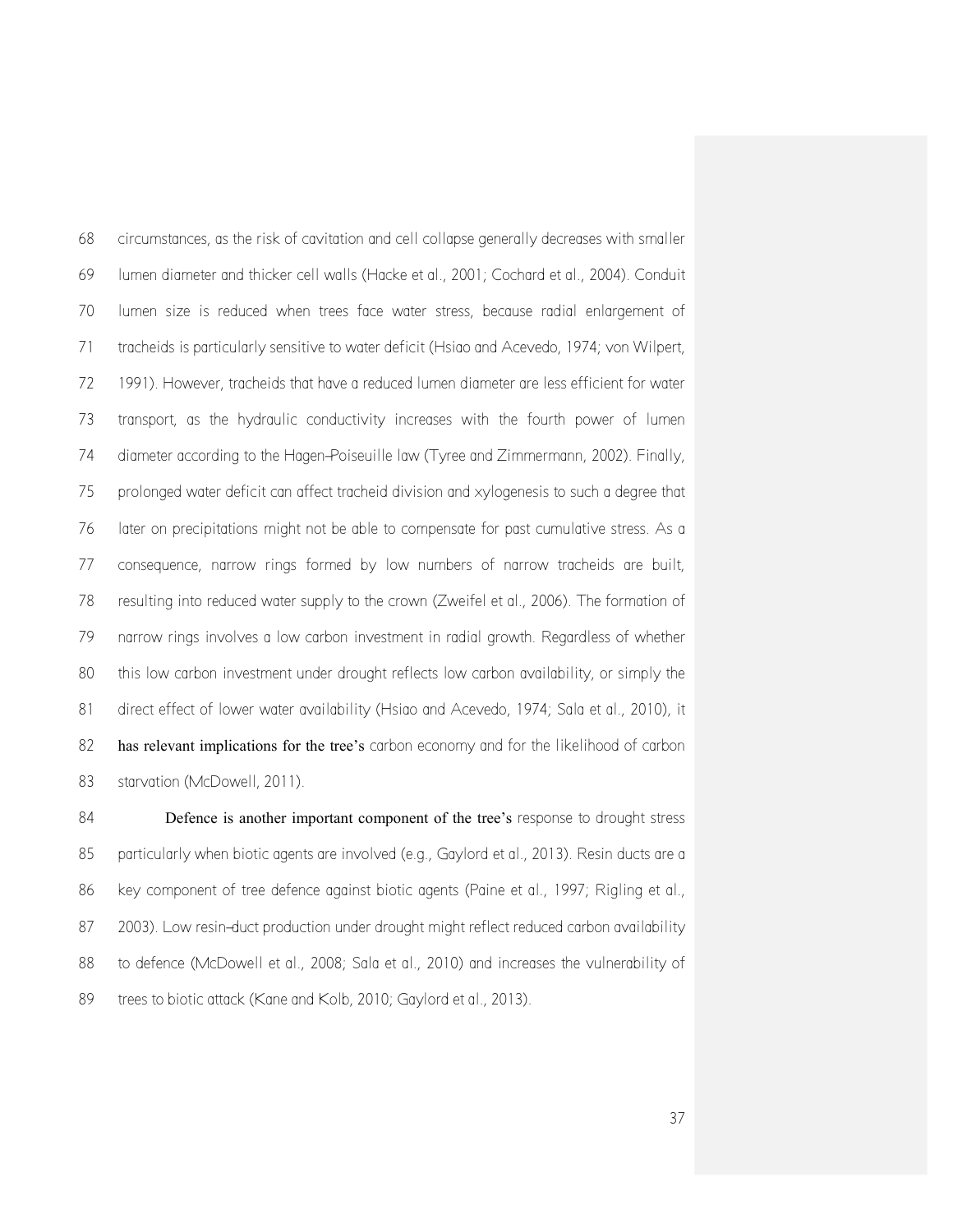circumstances, as the risk of cavitation and cell collapse generally decreases with smaller lumen diameter and thicker cell walls (Hacke et al., 2001; Cochard et al., 2004). Conduit lumen size is reduced when trees face water stress, because radial enlargement of tracheids is particularly sensitive to water deficit (Hsiao and Acevedo, 1974; von Wilpert, 1991). However, tracheids that have a reduced lumen diameter are less efficient for water transport, as the hydraulic conductivity increases with the fourth power of lumen diameter according to the Hagen–Poiseuille law (Tyree and Zimmermann, 2002). Finally, prolonged water deficit can affect tracheid division and xylogenesis to such a degree that later on precipitations might not be able to compensate for past cumulative stress. As a consequence, narrow rings formed by low numbers of narrow tracheids are built, resulting into reduced water supply to the crown (Zweifel et al., 2006). The formation of narrow rings involves a low carbon investment in radial growth. Regardless of whether this low carbon investment under drought reflects low carbon availability, or simply the direct effect of lower water availability (Hsiao and Acevedo, 1974; Sala et al., 2010), it has relevant implications for the tree's carbon economy and for the likelihood of carbon starvation (McDowell, 2011).

Defence is another important component of the tree's response to drought stress particularly when biotic agents are involved (e.g., Gaylord et al., 2013). Resin ducts are a key component of tree defence against biotic agents (Paine et al., 1997; Rigling et al., 2003). Low resin-duct production under drought might reflect reduced carbon availability to defence (McDowell et al., 2008; Sala et al., 2010) and increases the vulnerability of trees to biotic attack (Kane and Kolb, 2010; Gaylord et al., 2013).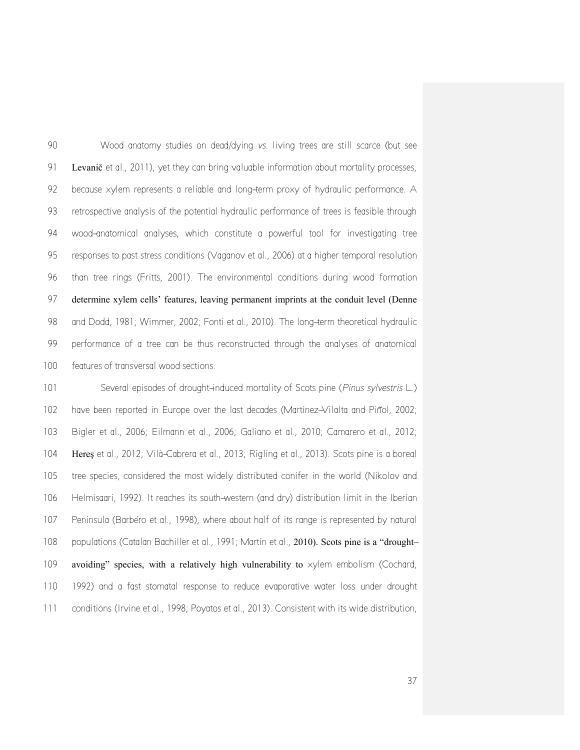Wood anatomy studies on dead/dying *vs.* living trees are still scarce (but see Levanič et al., 2011), yet they can bring valuable information about mortality processes, because xylem represents a reliable and long–term proxy of hydraulic performance. A retrospective analysis of the potential hydraulic performance of trees is feasible through wood–anatomical analyses, which constitute a powerful tool for investigating tree responses to past stress conditions (Vaganov et al., 2006) at a higher temporal resolution than tree rings (Fritts, 2001). The environmental conditions during wood formation determine xylem cells' features, leaving permanent imprints at the conduit level (Denne and Dodd, 1981; Wimmer, 2002; Fonti et al., 2010). The long–term theoretical hydraulic performance of a tree can be thus reconstructed through the analyses of anatomical features of transversal wood sections.

Several episodes of drought–induced mortality of Scots pine (*Pinus sylvestris* L.) have been reported in Europe over the last decades (Martínez–Vilalta and Piñol, 2002; Bigler et al., 2006; Eilmann et al., 2006; Galiano et al., 2010; Camarero et al., 2012; Hereş et al., 2012; Vilà–Cabrera et al., 2013; Rigling et al., 2013). Scots pine is a boreal tree species, considered the most widely distributed conifer in the world (Nikolov and Helmisaari, 1992). It reaches its south–western (and dry) distribution limit in the Iberian Peninsula (Barbéro et al., 1998), where about half of its range is represented by natural populations (Catalan Bachiller et al., 1991; Martín et al., 2010). Scots pine is a "drought–avoiding" species, with a relatively high vulnerability to xylem embolism (Cochard, 1992) and a fast stomatal response to reduce evaporative water loss under drought conditions (Irvine et al., 1998; Poyatos et al., 2013). Consistent with its wide distribution,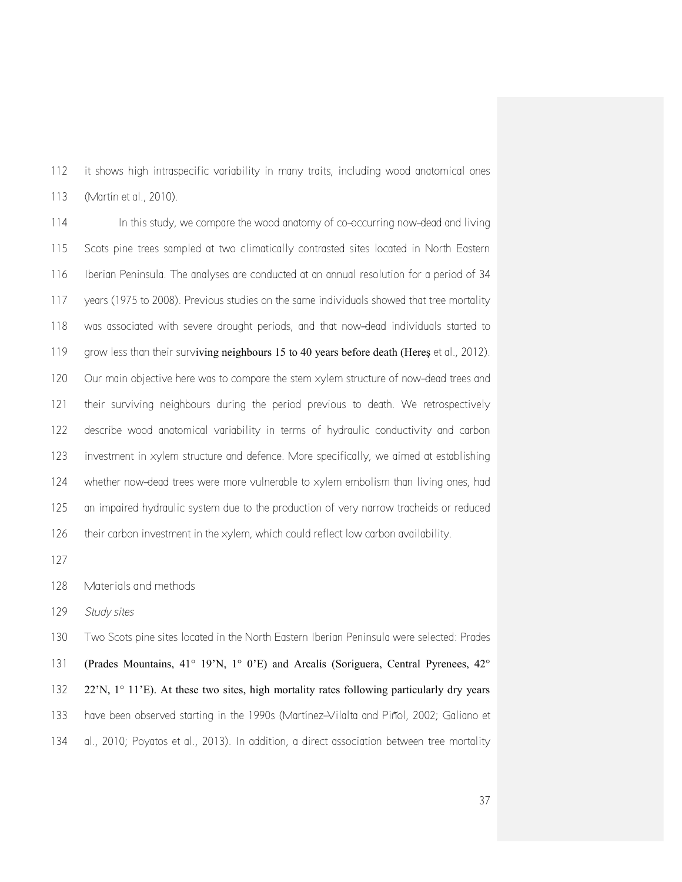it shows high intraspecific variability in many traits, including wood anatomical ones (Martín et al., 2010).

In this study, we compare the wood anatomy of co-occurring now-dead and living Scots pine trees sampled at two climatically contrasted sites located in North Eastern Iberian Peninsula. The analyses are conducted at an annual resolution for a period of 34 years (1975 to 2008). Previous studies on the same individuals showed that tree mortality was associated with severe drought periods, and that now-dead individuals started to grow less than their surviving neighbours 15 to 40 years before death (Hereş et al., 2012). Our main objective here was to compare the stem xylem structure of now-dead trees and their surviving neighbours during the period previous to death. We retrospectively describe wood anatomical variability in terms of hydraulic conductivity and carbon investment in xylem structure and defence. More specifically, we aimed at establishing whether now-dead trees were more vulnerable to xylem embolism than living ones, had an impaired hydraulic system due to the production of very narrow tracheids or reduced their carbon investment in the xylem, which could reflect low carbon availability.

## Materials and methods

### *Study sites*

Two Scots pine sites located in the North Eastern Iberian Peninsula were selected: Prades (Prades Mountains, 41° 19'N, 1° 0'E) and Arcalís (Soriguera, Central Pyrenees, 42° 22'N, 1° 11'E). At these two sites, high mortality rates following particularly dry years have been observed starting in the 1990s (Martínez-Vilalta and Piñol, 2002; Galiano et al., 2010; Poyatos et al., 2013). In addition, a direct association between tree mortality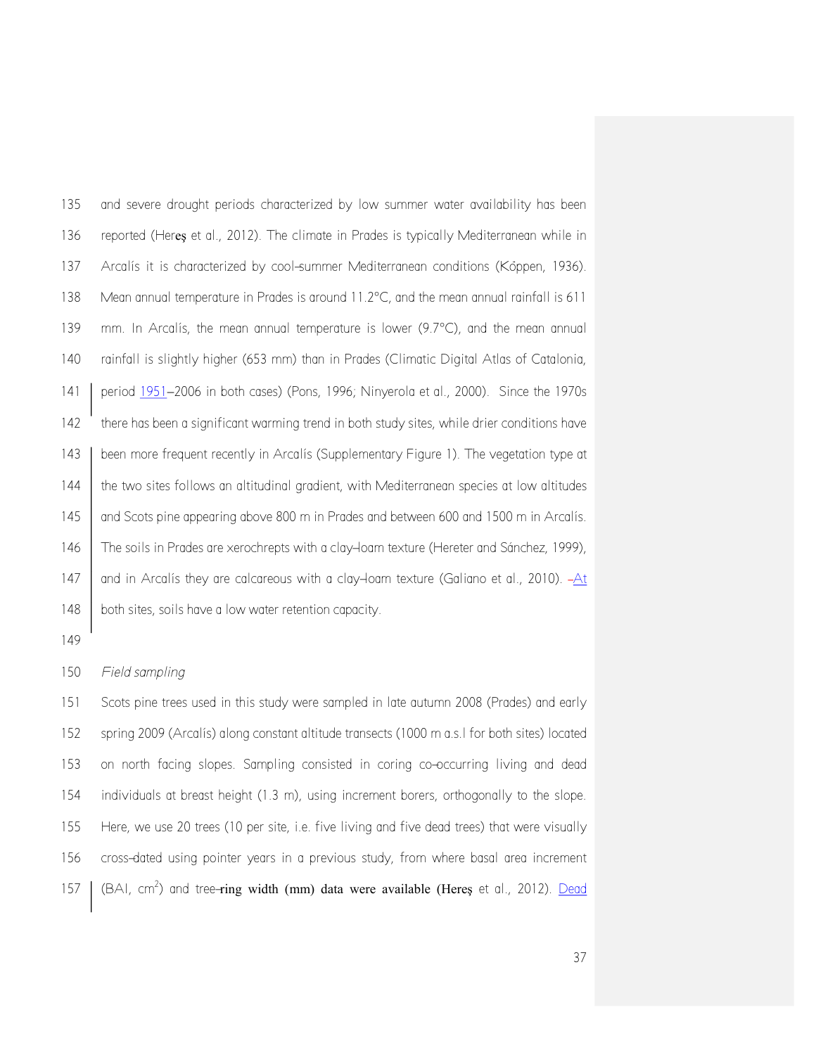and severe drought periods characterized by low summer water availability has been reported (Hereş et al., 2012). The climate in Prades is typically Mediterranean while in Arcalís it is characterized by cool-summer Mediterranean conditions (Köppen, 1936). Mean annual temperature in Prades is around 11.2°C, and the mean annual rainfall is 611 mm. In Arcalís, the mean annual temperature is lower (9.7°C), and the mean annual rainfall is slightly higher (653 mm) than in Prades (Climatic Digital Atlas of Catalonia, period 1951–2006 in both cases) (Pons, 1996; Ninyerola et al., 2000). Since the 1970s there has been a significant warming trend in both study sites, while drier conditions have been more frequent recently in Arcalís (Supplementary Figure 1). The vegetation type at the two sites follows an altitudinal gradient, with Mediterranean species at low altitudes and Scots pine appearing above 800 m in Prades and between 600 and 1500 m in Arcalís. The soils in Prades are xerochrepts with a clay-loam texture (Hereter and Sánchez, 1999), and in Arcalís they are calcareous with a clay-loam texture (Galiano et al., 2010). At both sites, soils have a low water retention capacity.

*Field sampling*

Scots pine trees used in this study were sampled in late autumn 2008 (Prades) and early spring 2009 (Arcalís) along constant altitude transects (1000 m a.s.l for both sites) located on north facing slopes. Sampling consisted in coring co-occurring living and dead individuals at breast height (1.3 m), using increment borers, orthogonally to the slope. Here, we use 20 trees (10 per site, i.e. five living and five dead trees) that were visually cross-dated using pointer years in a previous study, from where basal area increment (BAI, $cm^2$) and tree-ring width (mm) data were available (Hereş et al., 2012). Dead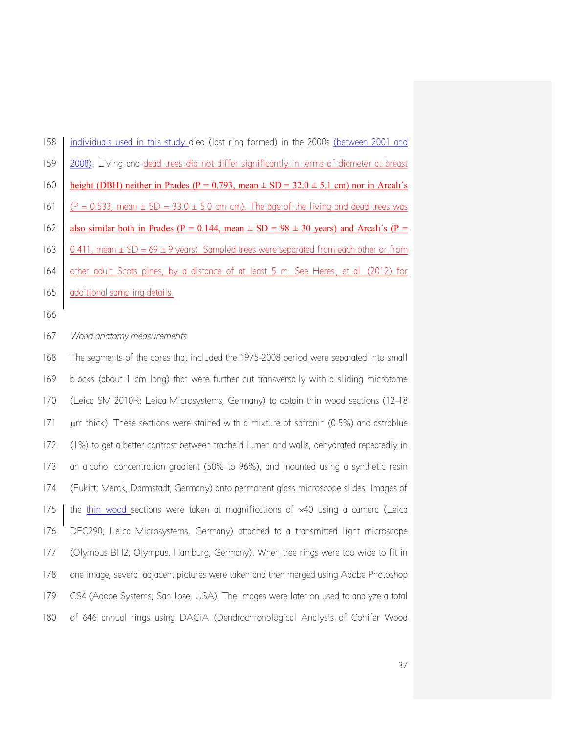individuals used in this study died (last ring formed) in the 2000s (between 2001 and 2008). Living and dead trees did not differ significantly in terms of diameter at breast height (DBH) neither in Prades (P = 0.793, mean ± SD = 32.0 ± 5.1 cm) nor in Arcalı´s (P = 0.533, mean ± SD = 33.0 ± 5.0 cm cm). The age of the living and dead trees was also similar both in Prades (P = 0.144, mean ± SD = 98 ± 30 years) and Arcalı´s (P = 0.411, mean ± SD = 69 ± 9 years). Sampled trees were separated from each other or from other adult Scots pines, by a distance of at least 5 m. See Heres, et al. (2012) for additional sampling details.

*Wood anatomy measurements*

The segments of the cores that included the 1975–2008 period were separated into small blocks (about 1 cm long) that were further cut transversally with a sliding microtome (Leica SM 2010R; Leica Microsystems, Germany) to obtain thin wood sections (12–18 μm thick). These sections were stained with a mixture of safranin (0.5%) and astrablue (1%) to get a better contrast between tracheid lumen and walls, dehydrated repeatedly in an alcohol concentration gradient (50% to 96%), and mounted using a synthetic resin (Eukitt; Merck, Darmstadt, Germany) onto permanent glass microscope slides. Images of the thin wood sections were taken at magnifications of ×40 using a camera (Leica DFC290; Leica Microsystems, Germany) attached to a transmitted light microscope (Olympus BH2; Olympus, Hamburg, Germany). When tree rings were too wide to fit in one image, several adjacent pictures were taken and then merged using Adobe Photoshop CS4 (Adobe Systems; San Jose, USA). The images were later on used to analyze a total of 646 annual rings using DACiA (Dendrochronological Analysis of Conifer Wood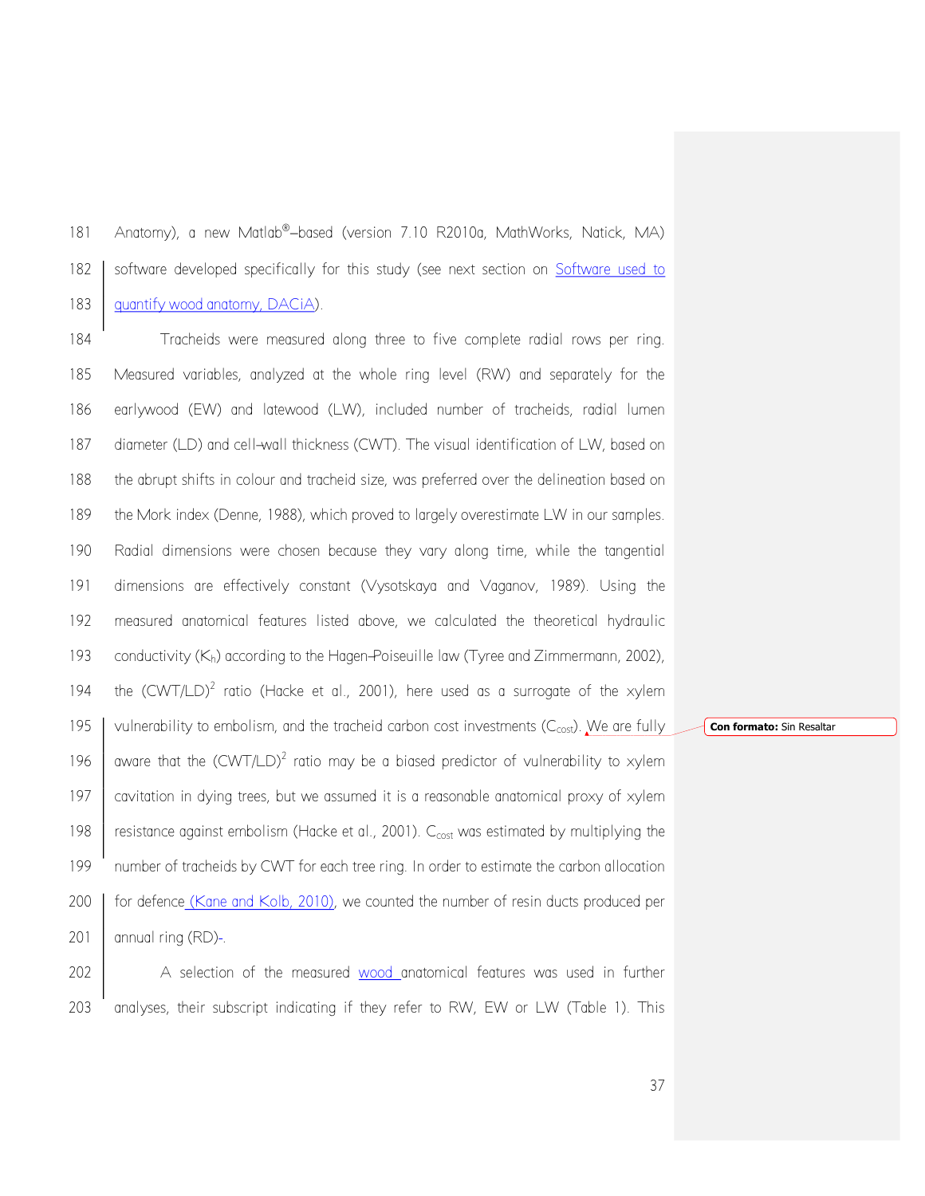Anatomy), a new Matlab®–based (version 7.10 R2010a, MathWorks, Natick, MA) software developed specifically for this study (see next section on Software used to quantify wood anatomy, DACiA).

Tracheids were measured along three to five complete radial rows per ring. Measured variables, analyzed at the whole ring level (RW) and separately for the earlywood (EW) and latewood (LW), included number of tracheids, radial lumen diameter (LD) and cell–wall thickness (CWT). The visual identification of LW, based on the abrupt shifts in colour and tracheid size, was preferred over the delineation based on the Mork index (Denne, 1988), which proved to largely overestimate LW in our samples. Radial dimensions were chosen because they vary along time, while the tangential dimensions are effectively constant (Vysotskaya and Vaganov, 1989). Using the measured anatomical features listed above, we calculated the theoretical hydraulic conductivity ($K_h$) according to the Hagen–Poiseuille law (Tyree and Zimmermann, 2002), the $(CWT/LD)^2$ ratio (Hacke et al., 2001), here used as a surrogate of the xylem vulnerability to embolism, and the tracheid carbon cost investments ($C_{cost}$). We are fully aware that the $(CWT/LD)^2$ ratio may be a biased predictor of vulnerability to xylem cavitation in dying trees, but we assumed it is a reasonable anatomical proxy of xylem resistance against embolism (Hacke et al., 2001). $C_{cost}$ was estimated by multiplying the number of tracheids by CWT for each tree ring. In order to estimate the carbon allocation for defence (Kane and Kolb, 2010), we counted the number of resin ducts produced per annual ring (RD)-.

A selection of the measured wood anatomical features was used in further analyses, their subscript indicating if they refer to RW, EW or LW (Table 1). This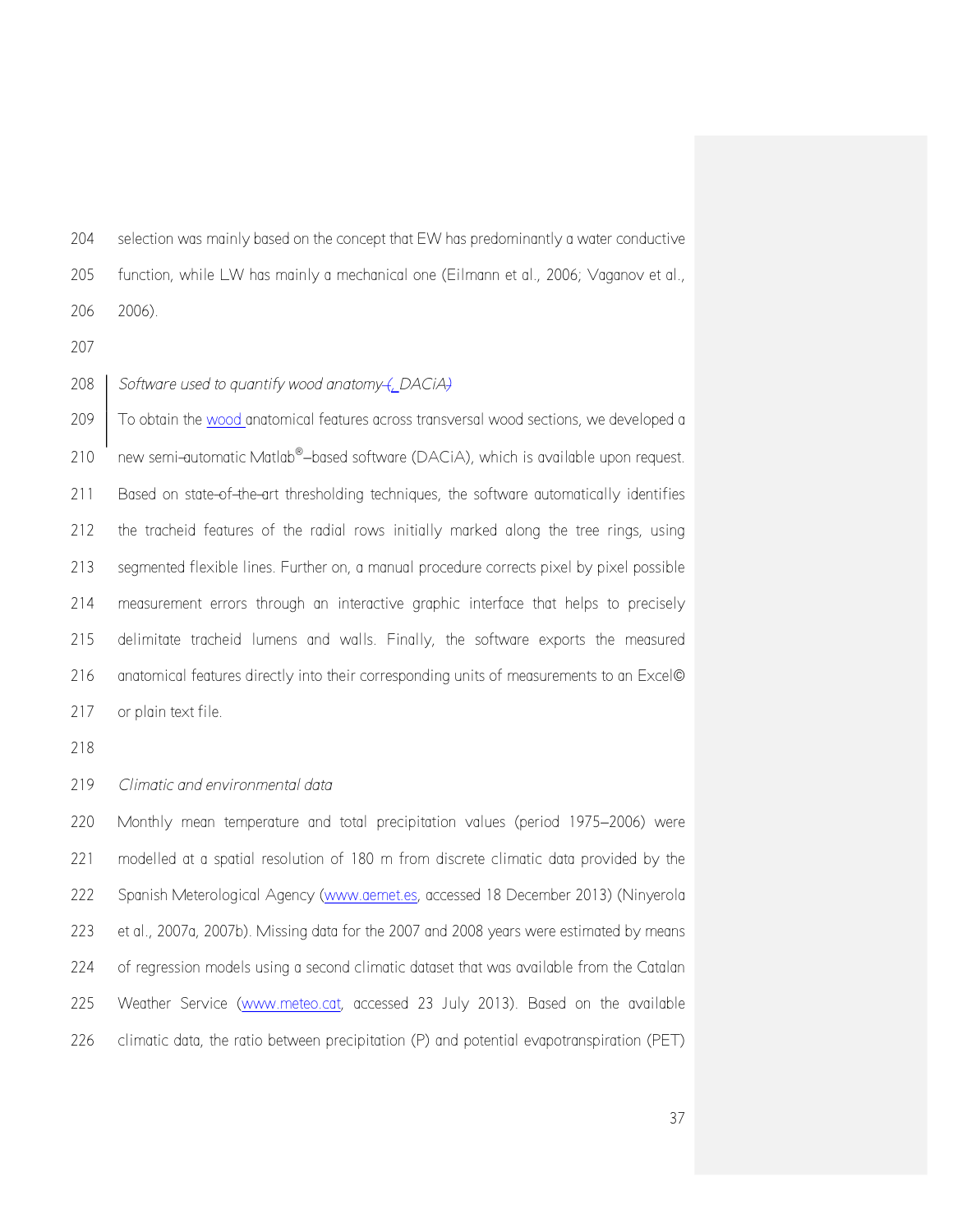selection was mainly based on the concept that EW has predominantly a water conductive function, while LW has mainly a mechanical one (Eilmann et al., 2006; Vaganov et al., 2006).

*Software used to quantify wood anatomy, DACiA*

To obtain the wood anatomical features across transversal wood sections, we developed a new semi-automatic Matlab®-based software (DACiA), which is available upon request. Based on state-of-the-art thresholding techniques, the software automatically identifies the tracheid features of the radial rows initially marked along the tree rings, using segmented flexible lines. Further on, a manual procedure corrects pixel by pixel possible measurement errors through an interactive graphic interface that helps to precisely delimitate tracheid lumens and walls. Finally, the software exports the measured anatomical features directly into their corresponding units of measurements to an Excel© or plain text file.

*Climatic and environmental data*

Monthly mean temperature and total precipitation values (period 1975–2006) were modelled at a spatial resolution of 180 m from discrete climatic data provided by the Spanish Meterological Agency (www.aemet.es, accessed 18 December 2013) (Ninyerola et al., 2007a, 2007b). Missing data for the 2007 and 2008 years were estimated by means of regression models using a second climatic dataset that was available from the Catalan Weather Service (www.meteo.cat, accessed 23 July 2013). Based on the available climatic data, the ratio between precipitation (P) and potential evapotranspiration (PET)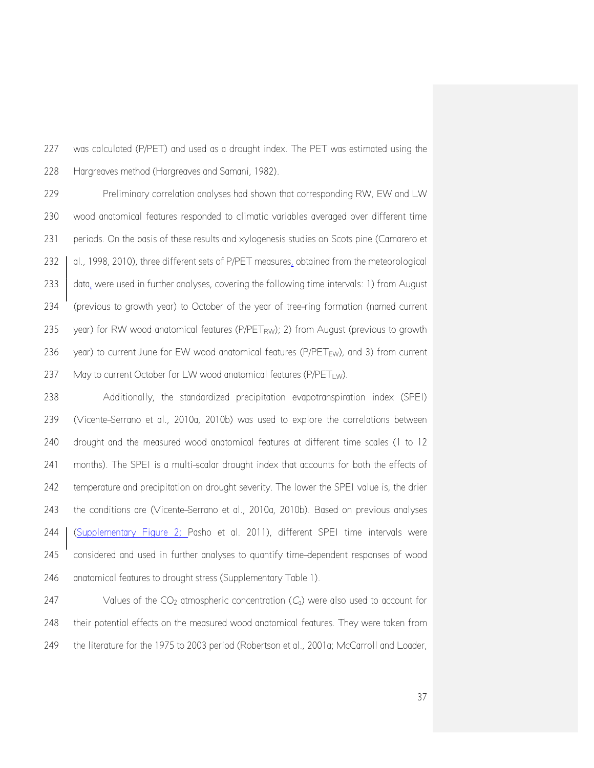was calculated (P/PET) and used as a drought index. The PET was estimated using the Hargreaves method (Hargreaves and Samani, 1982).

Preliminary correlation analyses had shown that corresponding RW, EW and LW wood anatomical features responded to climatic variables averaged over different time periods. On the basis of these results and xylogenesis studies on Scots pine (Camarero et al., 1998, 2010), three different sets of P/PET measures, obtained from the meteorological data, were used in further analyses, covering the following time intervals: 1) from August (previous to growth year) to October of the year of tree–ring formation (named current year) for RW wood anatomical features ($P/PET_{RW}$); 2) from August (previous to growth year) to current June for EW wood anatomical features ($P/PET_{EW}$), and 3) from current May to current October for LW wood anatomical features ($P/PET_{LW}$).

Additionally, the standardized precipitation evapotranspiration index (SPEI) (Vicente–Serrano et al., 2010a, 2010b) was used to explore the correlations between drought and the measured wood anatomical features at different time scales (1 to 12 months). The SPEI is a multi–scalar drought index that accounts for both the effects of temperature and precipitation on drought severity. The lower the SPEI value is, the drier the conditions are (Vicente–Serrano et al., 2010a, 2010b). Based on previous analyses (Supplementary Figure 2; Pasho et al. 2011), different SPEI time intervals were considered and used in further analyses to quantify time–dependent responses of wood anatomical features to drought stress (Supplementary Table 1).

Values of the $CO_2$ atmospheric concentration ($C_a$) were also used to account for their potential effects on the measured wood anatomical features. They were taken from the literature for the 1975 to 2003 period (Robertson et al., 2001a; McCarroll and Loader,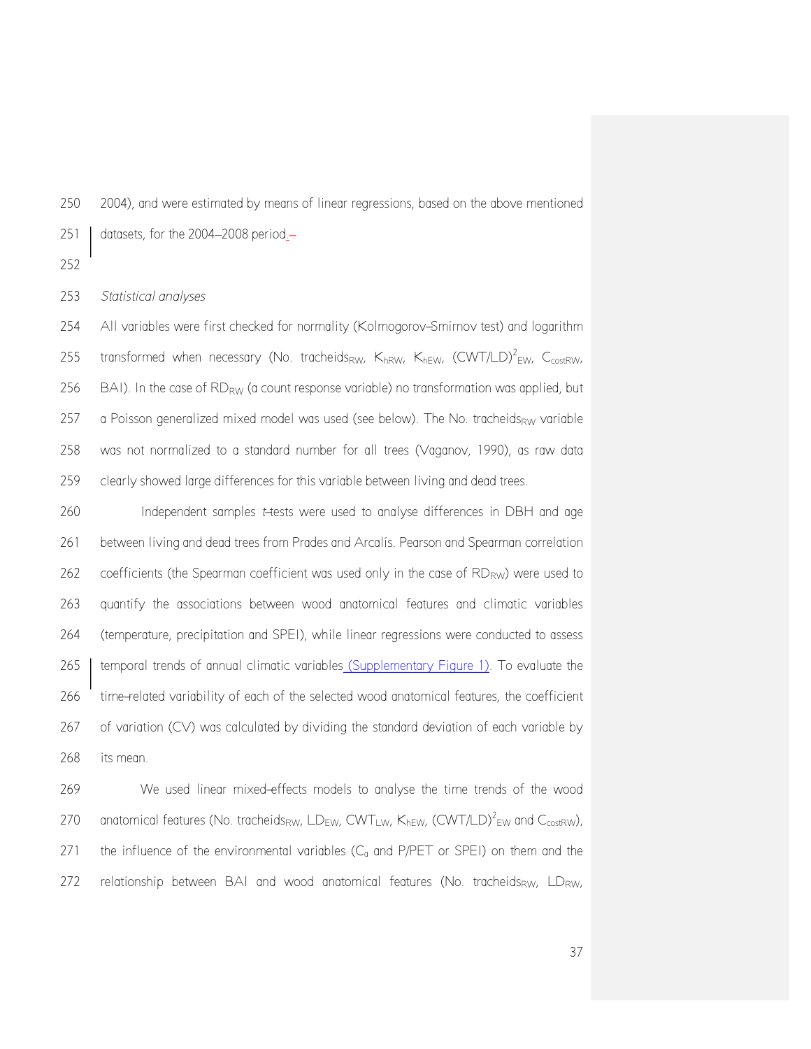2004), and were estimated by means of linear regressions, based on the above mentioned datasets, for the 2004–2008 period.

*Statistical analyses*

All variables were first checked for normality (Kolmogorov–Smirnov test) and logarithm transformed when necessary (No. $tracheids_{RW}$, $K_{hRW}$, $K_{hEW}$, $(CWT/LD)^2_{EW}$, $C_{costRW}$, BAI). In the case of $RD_{RW}$ (a count response variable) no transformation was applied, but a Poisson generalized mixed model was used (see below). The No. $tracheids_{RW}$ variable was not normalized to a standard number for all trees (Vaganov, 1990), as raw data clearly showed large differences for this variable between living and dead trees.

Independent samples *t*-tests were used to analyse differences in DBH and age between living and dead trees from Prades and Arcalís. Pearson and Spearman correlation coefficients (the Spearman coefficient was used only in the case of $RD_{RW}$) were used to quantify the associations between wood anatomical features and climatic variables (temperature, precipitation and SPEI), while linear regressions were conducted to assess temporal trends of annual climatic variables (Supplementary Figure 1). To evaluate the time-related variability of each of the selected wood anatomical features, the coefficient of variation (CV) was calculated by dividing the standard deviation of each variable by its mean.

We used linear mixed-effects models to analyse the time trends of the wood anatomical features (No. $tracheids_{RW}$, $LD_{EW}$, $CWT_{LW}$, $K_{hEW}$, $(CWT/LD)^2_{EW}$ and $C_{costRW}$), the influence of the environmental variables ($C_a$ and P/PET or SPEI) on them and the relationship between BAI and wood anatomical features (No. $tracheids_{RW}$, $LD_{RW}$,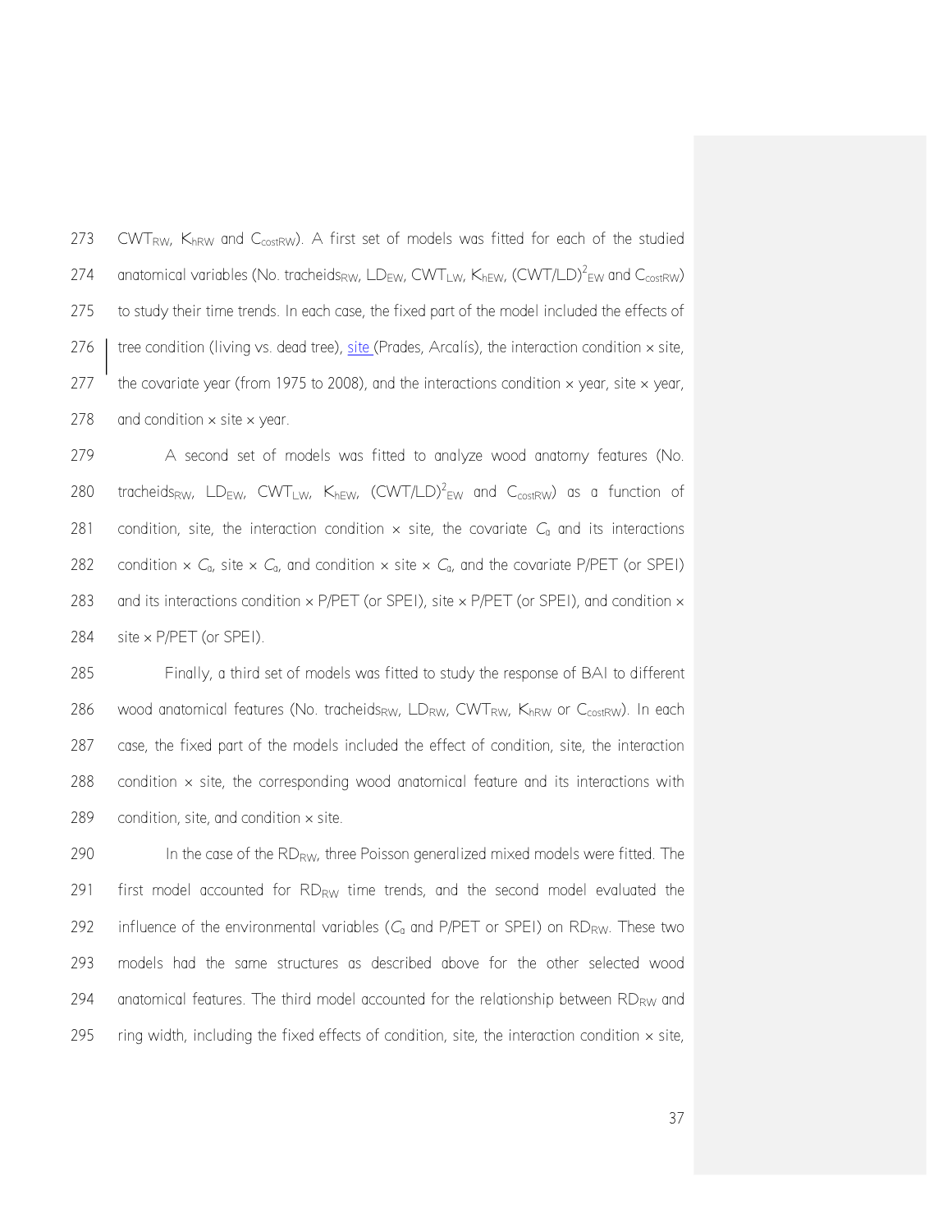$CWT_{RW}$, $K_{hRW}$ and $C_{costRW}$). A first set of models was fitted for each of the studied anatomical variables (No. $tracheids_{RW}$, $LD_{EW}$, $CWT_{LW}$, $K_{hEW}$, $(CWT/LD)^2_{EW}$ and $C_{costRW}$) to study their time trends. In each case, the fixed part of the model included the effects of tree condition (living vs. dead tree), site (Prades, Arcalís), the interaction condition × site, the covariate year (from 1975 to 2008), and the interactions condition × year, site × year, and condition × site × year.

A second set of models was fitted to analyze wood anatomy features (No. $tracheids_{RW}$, $LD_{EW}$, $CWT_{LW}$, $K_{hEW}$, $(CWT/LD)^2_{EW}$ and $C_{costRW}$) as a function of condition, site, the interaction condition × site, the covariate $C_a$ and its interactions condition × $C_a$, site × $C_a$, and condition × site × $C_a$, and the covariate P/PET (or SPEI) and its interactions condition × P/PET (or SPEI), site × P/PET (or SPEI), and condition × site × P/PET (or SPEI).

Finally, a third set of models was fitted to study the response of BAI to different wood anatomical features (No. $tracheids_{RW}$, $LD_{RW}$, $CWT_{RW}$, $K_{hRW}$ or $C_{costRW}$). In each case, the fixed part of the models included the effect of condition, site, the interaction condition × site, the corresponding wood anatomical feature and its interactions with condition, site, and condition × site.

In the case of the $RD_{RW}$, three Poisson generalized mixed models were fitted. The first model accounted for $RD_{RW}$ time trends, and the second model evaluated the influence of the environmental variables ($C_a$ and P/PET or SPEI) on $RD_{RW}$. These two models had the same structures as described above for the other selected wood anatomical features. The third model accounted for the relationship between $RD_{RW}$ and ring width, including the fixed effects of condition, site, the interaction condition × site,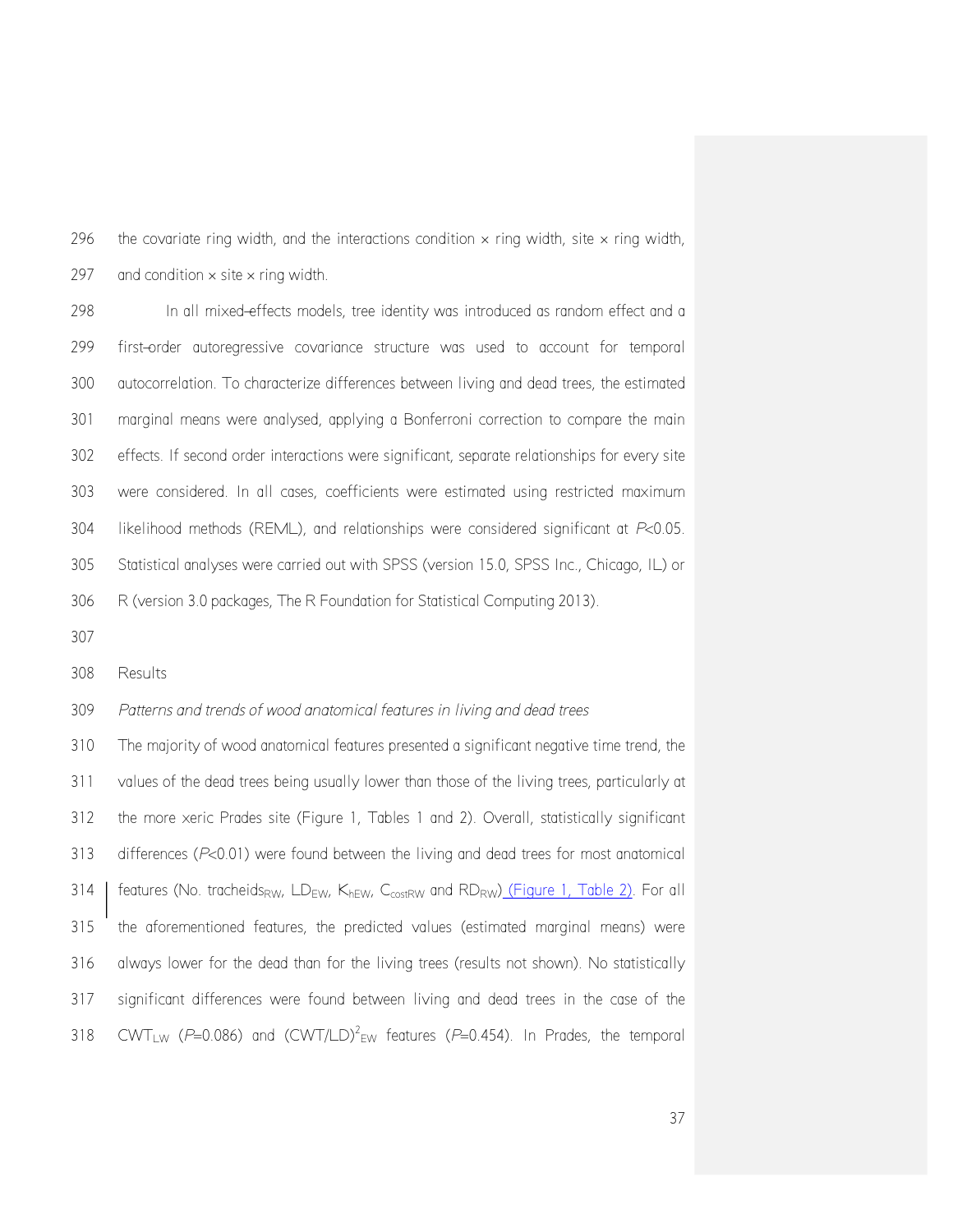the covariate ring width, and the interactions condition × ring width, site × ring width, and condition × site × ring width.

In all mixed-effects models, tree identity was introduced as random effect and a first-order autoregressive covariance structure was used to account for temporal autocorrelation. To characterize differences between living and dead trees, the estimated marginal means were analysed, applying a Bonferroni correction to compare the main effects. If second order interactions were significant, separate relationships for every site were considered. In all cases, coefficients were estimated using restricted maximum likelihood methods (REML), and relationships were considered significant at $P$<0.05. Statistical analyses were carried out with SPSS (version 15.0, SPSS Inc., Chicago, IL) or R (version 3.0 packages, The R Foundation for Statistical Computing 2013).

## Results

### *Patterns and trends of wood anatomical features in living and dead trees*

The majority of wood anatomical features presented a significant negative time trend, the values of the dead trees being usually lower than those of the living trees, particularly at the more xeric Prades site (Figure 1, Tables 1 and 2). Overall, statistically significant differences ($P$<0.01) were found between the living and dead trees for most anatomical features (No. $tracheids_{RW}$, $LD_{EW}$, $K_{hEW}$, $C_{costRW}$ and $RD_{RW}$) (Figure 1, Table 2). For all the aforementioned features, the predicted values (estimated marginal means) were always lower for the dead than for the living trees (results not shown). No statistically significant differences were found between living and dead trees in the case of the $CWT_{LW}$ ($P$=0.086) and $(CWT/LD)^2_{EW}$ features ($P$=0.454). In Prades, the temporal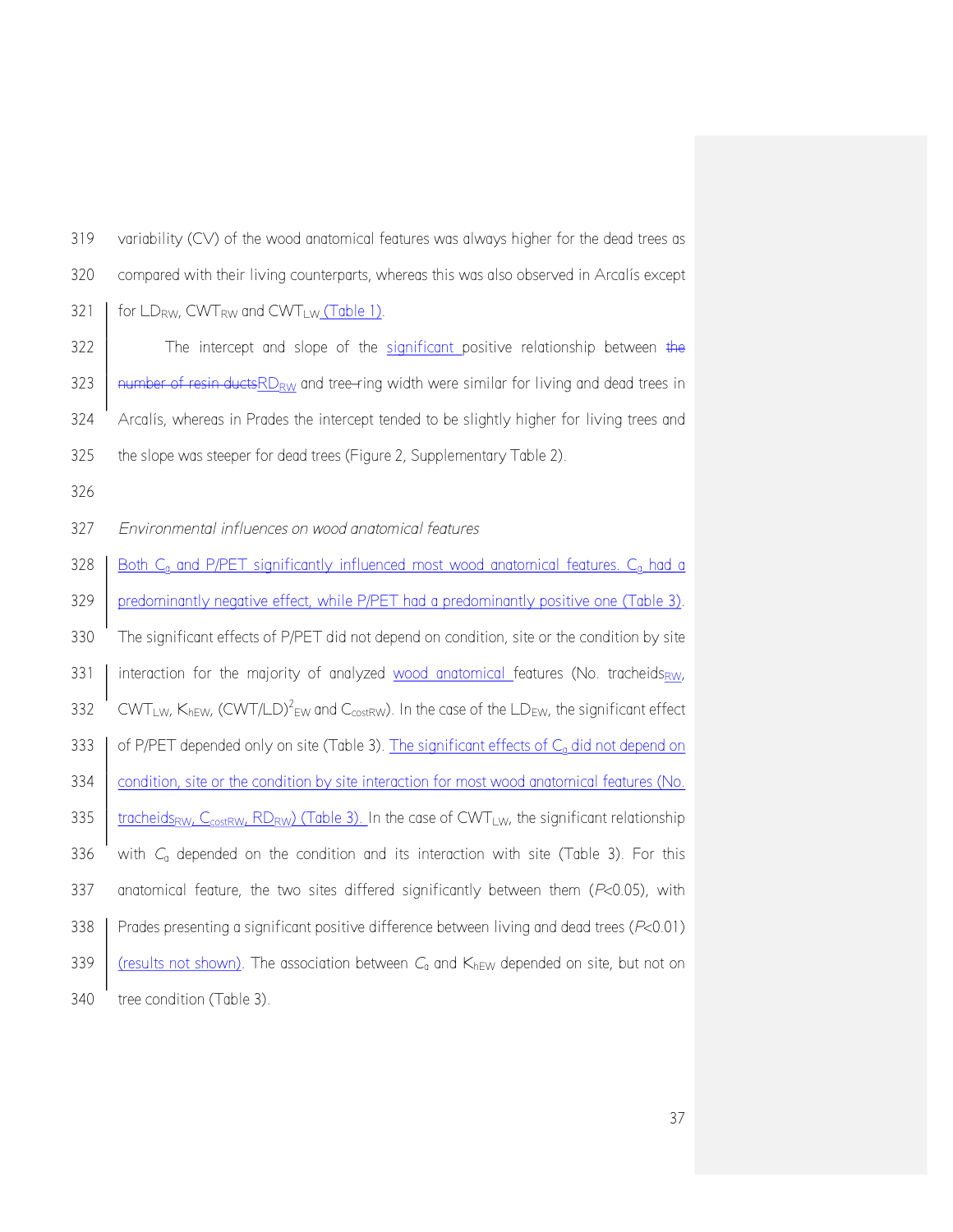variability (CV) of the wood anatomical features was always higher for the dead trees as compared with their living counterparts, whereas this was also observed in Arcalís except for $LD_{RW}$, $CWT_{RW}$ and $CWT_{LW}$ (Table 1).

The intercept and slope of the significant positive relationship between ~~the number of resin ducts~~$RD_{RW}$ and tree-ring width were similar for living and dead trees in Arcalís, whereas in Prades the intercept tended to be slightly higher for living trees and the slope was steeper for dead trees (Figure 2, Supplementary Table 2).

*Environmental influences on wood anatomical features*

Both $C_a$ and P/PET significantly influenced most wood anatomical features. $C_a$ had a predominantly negative effect, while P/PET had a predominantly positive one (Table 3). The significant effects of P/PET did not depend on condition, site or the condition by site interaction for the majority of analyzed wood anatomical features (No. $tracheids_{RW}$, $CWT_{LW}$, $K_{hEW}$, $(CWT/LD)^2_{EW}$ and $C_{costRW}$). In the case of the $LD_{EW}$, the significant effect of P/PET depended only on site (Table 3). The significant effects of $C_a$ did not depend on condition, site or the condition by site interaction for most wood anatomical features (No. $tracheids_{RW}$, $C_{costRW}$, $RD_{RW}$) (Table 3). In the case of $CWT_{LW}$, the significant relationship with $C_a$ depended on the condition and its interaction with site (Table 3). For this anatomical feature, the two sites differed significantly between them ($P$<0.05), with Prades presenting a significant positive difference between living and dead trees ($P$<0.01) (results not shown). The association between $C_a$ and $K_{hEW}$ depended on site, but not on tree condition (Table 3).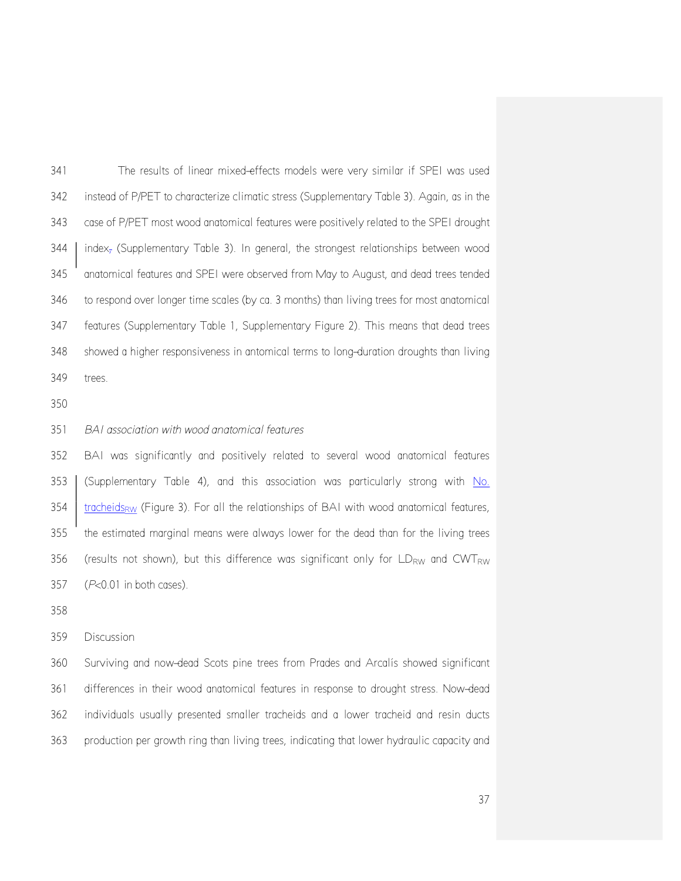The results of linear mixed-effects models were very similar if SPEI was used instead of P/PET to characterize climatic stress (Supplementary Table 3). Again, as in the case of P/PET most wood anatomical features were positively related to the SPEI drought index (Supplementary Table 3). In general, the strongest relationships between wood anatomical features and SPEI were observed from May to August, and dead trees tended to respond over longer time scales (by ca. 3 months) than living trees for most anatomical features (Supplementary Table 1, Supplementary Figure 2). This means that dead trees showed a higher responsiveness in antomical terms to long-duration droughts than living trees.

### *BAI association with wood anatomical features*

BAI was significantly and positively related to several wood anatomical features (Supplementary Table 4), and this association was particularly strong with No. $tracheids_{RW}$ (Figure 3). For all the relationships of BAI with wood anatomical features, the estimated marginal means were always lower for the dead than for the living trees (results not shown), but this difference was significant only for $LD_{RW}$ and $CWT_{RW}$ ($P$<0.01 in both cases).

## Discussion

Surviving and now-dead Scots pine trees from Prades and Arcalís showed significant differences in their wood anatomical features in response to drought stress. Now-dead individuals usually presented smaller tracheids and a lower tracheid and resin ducts production per growth ring than living trees, indicating that lower hydraulic capacity and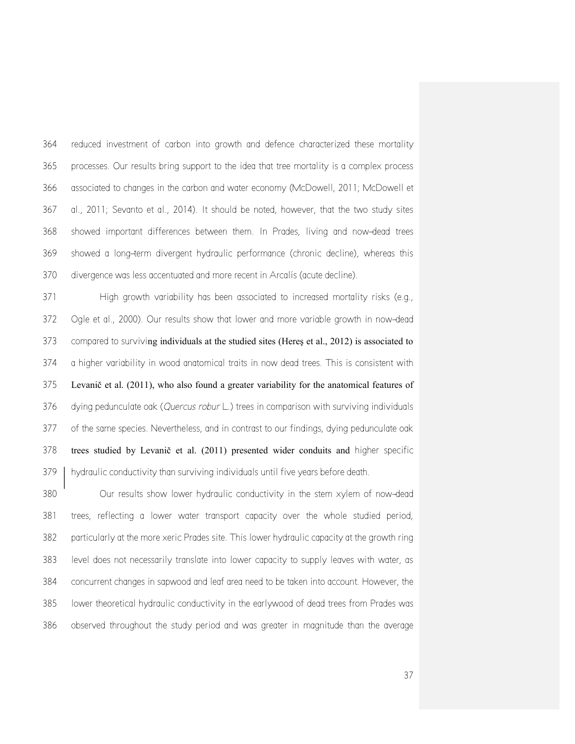reduced investment of carbon into growth and defence characterized these mortality processes. Our results bring support to the idea that tree mortality is a complex process associated to changes in the carbon and water economy (McDowell, 2011; McDowell et al., 2011; Sevanto et al., 2014). It should be noted, however, that the two study sites showed important differences between them. In Prades, living and now-dead trees showed a long-term divergent hydraulic performance (chronic decline), whereas this divergence was less accentuated and more recent in Arcalís (acute decline).

High growth variability has been associated to increased mortality risks (e.g., Ogle et al., 2000). Our results show that lower and more variable growth in now-dead compared to surviving individuals at the studied sites (Hereş et al., 2012) is associated to a higher variability in wood anatomical traits in now dead trees. This is consistent with Levanič et al. (2011), who also found a greater variability for the anatomical features of dying pedunculate oak (*Quercus robur* L.) trees in comparison with surviving individuals of the same species. Nevertheless, and in contrast to our findings, dying pedunculate oak trees studied by Levanič et al. (2011) presented wider conduits and higher specific hydraulic conductivity than surviving individuals until five years before death.

Our results show lower hydraulic conductivity in the stem xylem of now-dead trees, reflecting a lower water transport capacity over the whole studied period, particularly at the more xeric Prades site. This lower hydraulic capacity at the growth ring level does not necessarily translate into lower capacity to supply leaves with water, as concurrent changes in sapwood and leaf area need to be taken into account. However, the lower theoretical hydraulic conductivity in the earlywood of dead trees from Prades was observed throughout the study period and was greater in magnitude than the average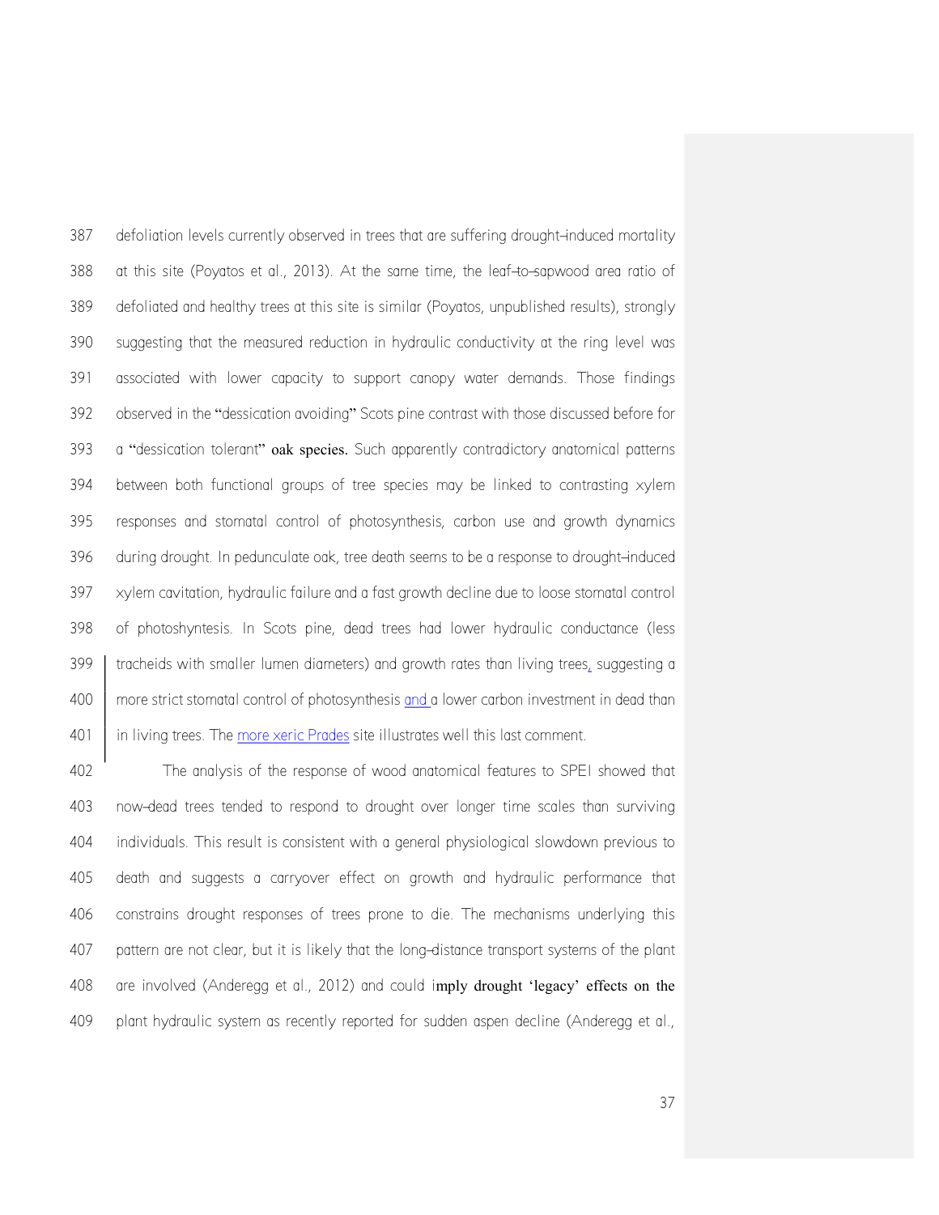defoliation levels currently observed in trees that are suffering drought-induced mortality at this site (Poyatos et al., 2013). At the same time, the leaf-to-sapwood area ratio of defoliated and healthy trees at this site is similar (Poyatos, unpublished results), strongly suggesting that the measured reduction in hydraulic conductivity at the ring level was associated with lower capacity to support canopy water demands. Those findings observed in the "dessication avoiding" Scots pine contrast with those discussed before for a "dessication tolerant" oak species. Such apparently contradictory anatomical patterns between both functional groups of tree species may be linked to contrasting xylem responses and stomatal control of photosynthesis, carbon use and growth dynamics during drought. In pedunculate oak, tree death seems to be a response to drought-induced xylem cavitation, hydraulic failure and a fast growth decline due to loose stomatal control of photoshyntesis. In Scots pine, dead trees had lower hydraulic conductance (less tracheids with smaller lumen diameters) and growth rates than living trees, suggesting a more strict stomatal control of photosynthesis and a lower carbon investment in dead than in living trees. The more xeric Prades site illustrates well this last comment.

The analysis of the response of wood anatomical features to SPEI showed that now-dead trees tended to respond to drought over longer time scales than surviving individuals. This result is consistent with a general physiological slowdown previous to death and suggests a carryover effect on growth and hydraulic performance that constrains drought responses of trees prone to die. The mechanisms underlying this pattern are not clear, but it is likely that the long-distance transport systems of the plant are involved (Anderegg et al., 2012) and could imply drought 'legacy' effects on the plant hydraulic system as recently reported for sudden aspen decline (Anderegg et al.,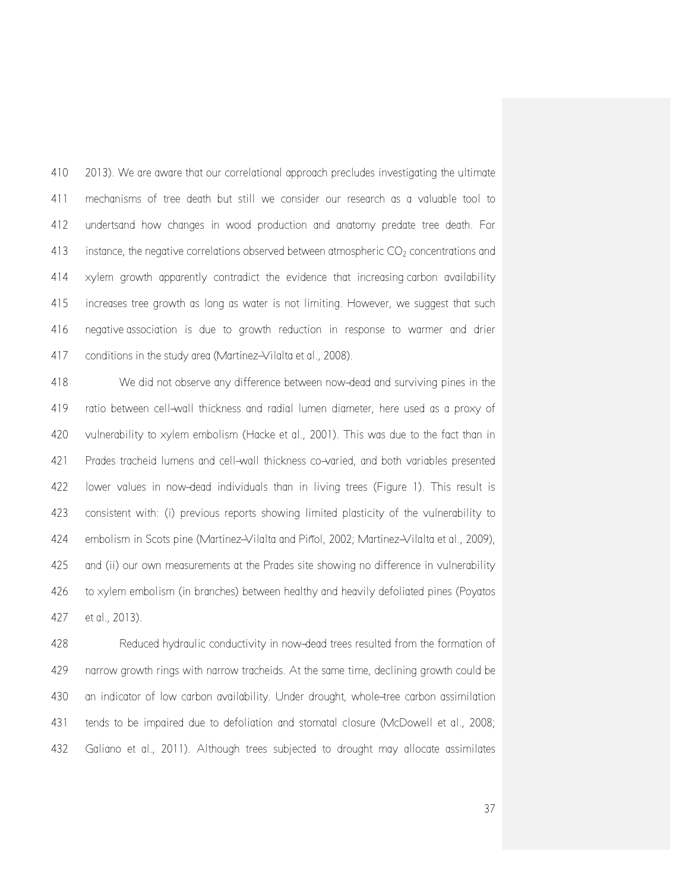2013). We are aware that our correlational approach precludes investigating the ultimate mechanisms of tree death but still we consider our research as a valuable tool to undertsand how changes in wood production and anatomy predate tree death. For instance, the negative correlations observed between atmospheric $CO_2$ concentrations and xylem growth apparently contradict the evidence that increasing carbon availability increases tree growth as long as water is not limiting. However, we suggest that such negative association is due to growth reduction in response to warmer and drier conditions in the study area (Martínez–Vilalta et al., 2008).

We did not observe any difference between now–dead and surviving pines in the ratio between cell–wall thickness and radial lumen diameter, here used as a proxy of vulnerability to xylem embolism (Hacke et al., 2001). This was due to the fact than in Prades tracheid lumens and cell–wall thickness co–varied, and both variables presented lower values in now–dead individuals than in living trees (Figure 1). This result is consistent with: (i) previous reports showing limited plasticity of the vulnerability to embolism in Scots pine (Martínez–Vilalta and Piñol, 2002; Martínez–Vilalta et al., 2009), and (ii) our own measurements at the Prades site showing no difference in vulnerability to xylem embolism (in branches) between healthy and heavily defoliated pines (Poyatos et al., 2013).

Reduced hydraulic conductivity in now–dead trees resulted from the formation of narrow growth rings with narrow tracheids. At the same time, declining growth could be an indicator of low carbon availability. Under drought, whole–tree carbon assimilation tends to be impaired due to defoliation and stomatal closure (McDowell et al., 2008; Galiano et al., 2011). Although trees subjected to drought may allocate assimilates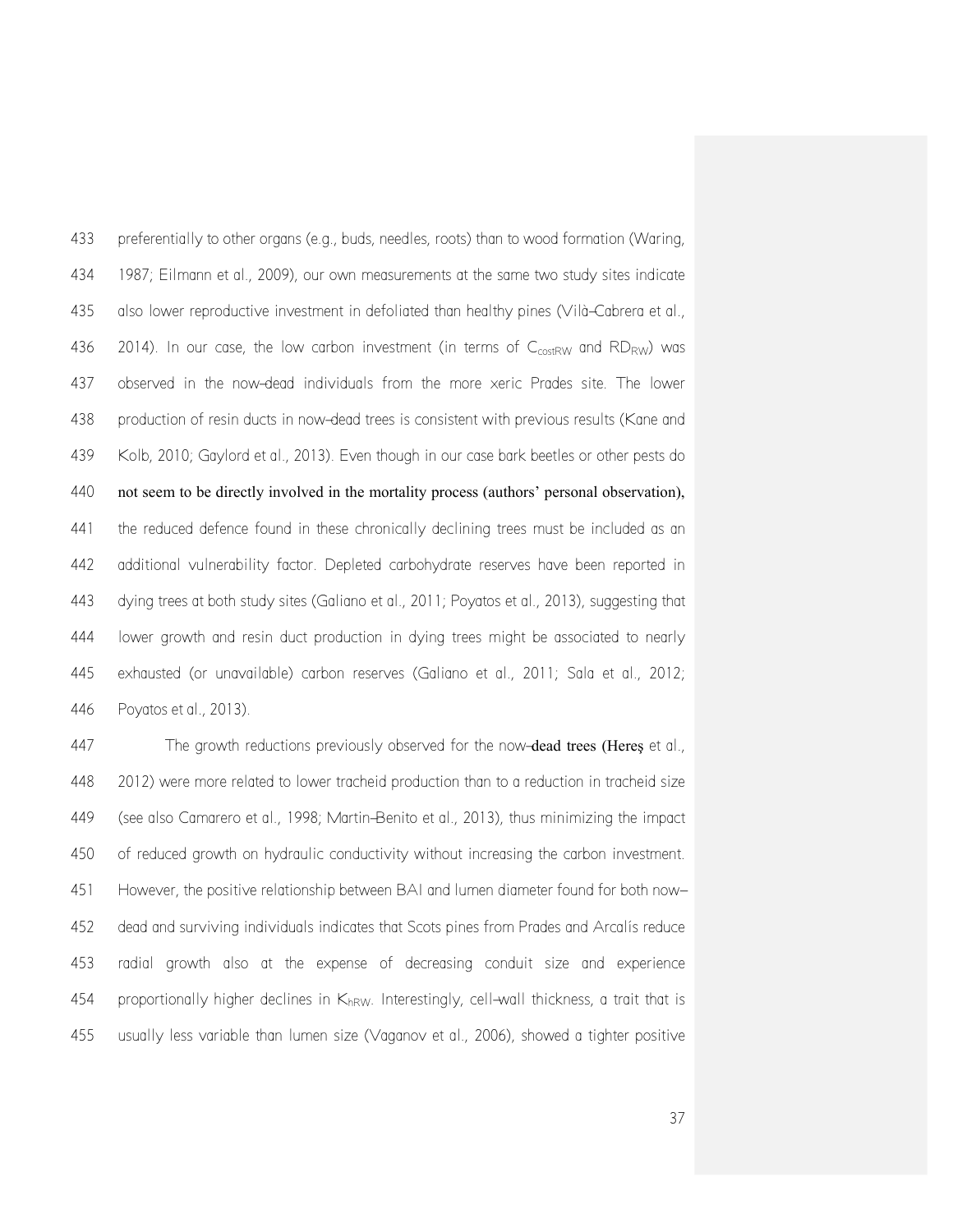preferentially to other organs (e.g., buds, needles, roots) than to wood formation (Waring, 1987; Eilmann et al., 2009), our own measurements at the same two study sites indicate also lower reproductive investment in defoliated than healthy pines (Vilà–Cabrera et al., 2014). In our case, the low carbon investment (in terms of $C_{costRW}$ and $RD_{RW}$) was observed in the now–dead individuals from the more xeric Prades site. The lower production of resin ducts in now–dead trees is consistent with previous results (Kane and Kolb, 2010; Gaylord et al., 2013). Even though in our case bark beetles or other pests do not seem to be directly involved in the mortality process (authors' personal observation), the reduced defence found in these chronically declining trees must be included as an additional vulnerability factor. Depleted carbohydrate reserves have been reported in dying trees at both study sites (Galiano et al., 2011; Poyatos et al., 2013), suggesting that lower growth and resin duct production in dying trees might be associated to nearly exhausted (or unavailable) carbon reserves (Galiano et al., 2011; Sala et al., 2012; Poyatos et al., 2013).

The growth reductions previously observed for the now–dead trees (Hereş et al., 2012) were more related to lower tracheid production than to a reduction in tracheid size (see also Camarero et al., 1998; Martin–Benito et al., 2013), thus minimizing the impact of reduced growth on hydraulic conductivity without increasing the carbon investment. However, the positive relationship between BAI and lumen diameter found for both now–dead and surviving individuals indicates that Scots pines from Prades and Arcalís reduce radial growth also at the expense of decreasing conduit size and experience proportionally higher declines in $K_{hRW}$. Interestingly, cell–wall thickness, a trait that is usually less variable than lumen size (Vaganov et al., 2006), showed a tighter positive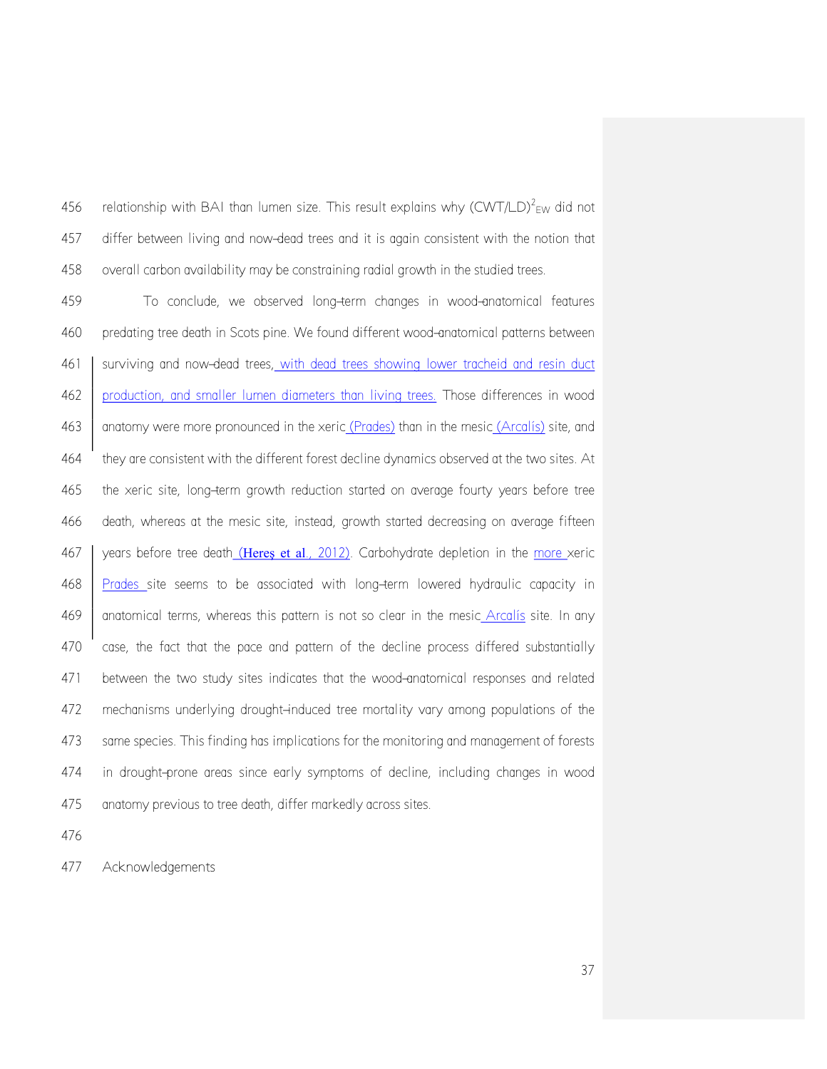relationship with BAI than lumen size. This result explains why $(CWT/LD)^2_{EW}$ did not differ between living and now–dead trees and it is again consistent with the notion that overall carbon availability may be constraining radial growth in the studied trees.

To conclude, we observed long–term changes in wood–anatomical features predating tree death in Scots pine. We found different wood–anatomical patterns between surviving and now–dead trees, with dead trees showing lower tracheid and resin duct production, and smaller lumen diameters than living trees. Those differences in wood anatomy were more pronounced in the xeric (Prades) than in the mesic (Arcalís) site, and they are consistent with the different forest decline dynamics observed at the two sites. At the xeric site, long–term growth reduction started on average fourty years before tree death, whereas at the mesic site, instead, growth started decreasing on average fifteen years before tree death (Hereş et al., 2012). Carbohydrate depletion in the more xeric Prades site seems to be associated with long–term lowered hydraulic capacity in anatomical terms, whereas this pattern is not so clear in the mesic Arcalís site. In any case, the fact that the pace and pattern of the decline process differed substantially between the two study sites indicates that the wood–anatomical responses and related mechanisms underlying drought–induced tree mortality vary among populations of the same species. This finding has implications for the monitoring and management of forests in drought–prone areas since early symptoms of decline, including changes in wood anatomy previous to tree death, differ markedly across sites.

## Acknowledgements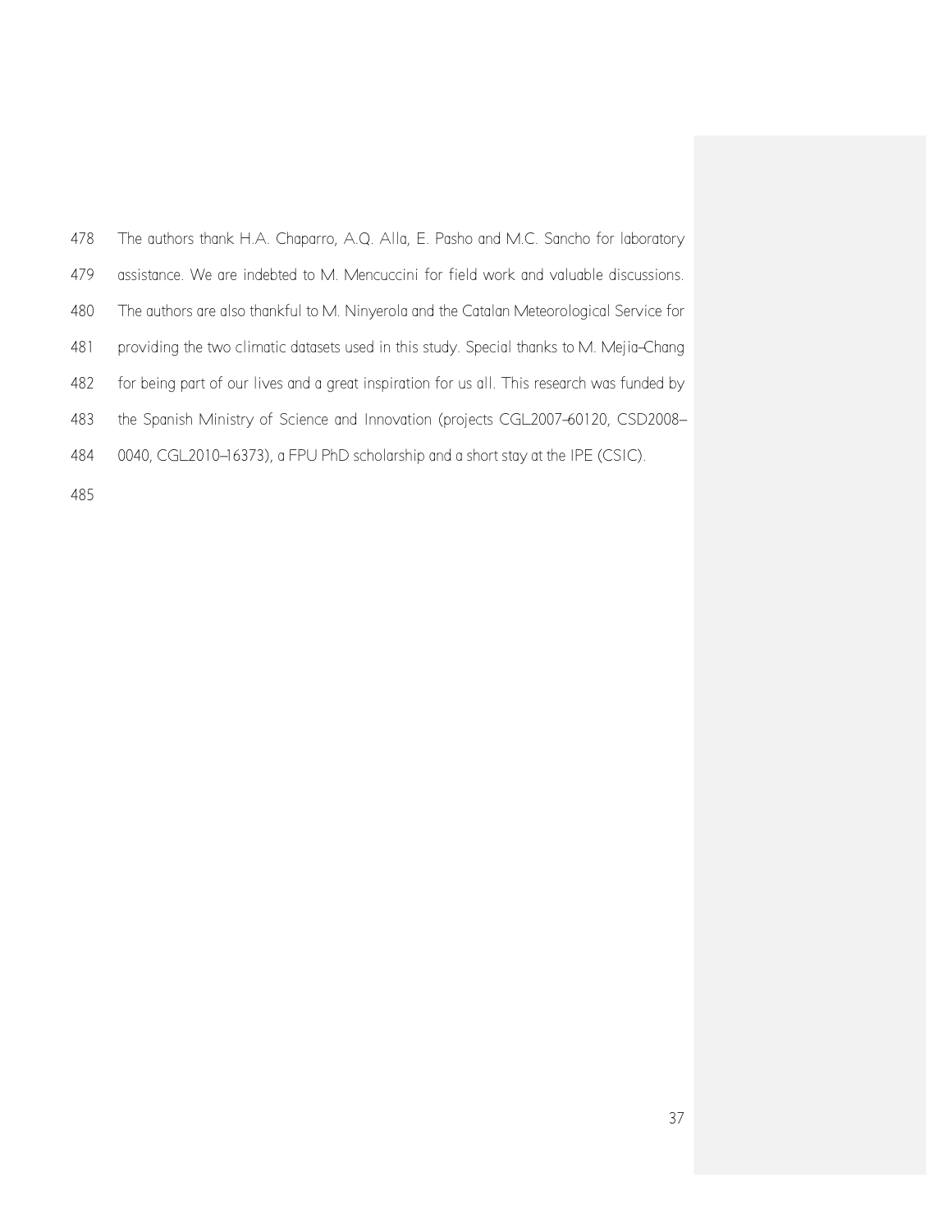The authors thank H.A. Chaparro, A.Q. Alla, E. Pasho and M.C. Sancho for laboratory assistance. We are indebted to M. Mencuccini for field work and valuable discussions. The authors are also thankful to M. Ninyerola and the Catalan Meteorological Service for providing the two climatic datasets used in this study. Special thanks to M. Mejia–Chang for being part of our lives and a great inspiration for us all. This research was funded by the Spanish Ministry of Science and Innovation (projects CGL2007–60120, CSD2008–0040, CGL2010–16373), a FPU PhD scholarship and a short stay at the IPE (CSIC).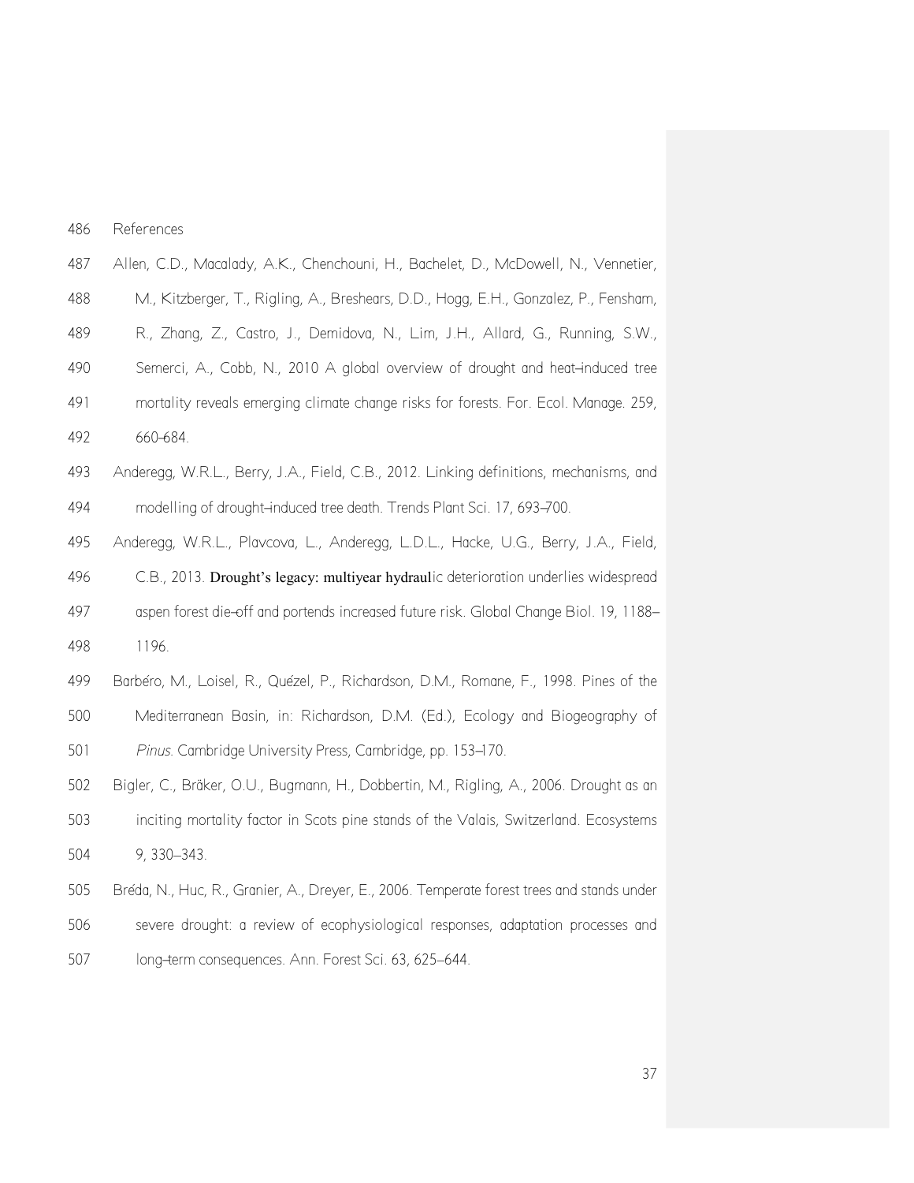# References

Allen, C.D., Macalady, A.K., Chenchouni, H., Bachelet, D., McDowell, N., Vennetier, M., Kitzberger, T., Rigling, A., Breshears, D.D., Hogg, E.H., Gonzalez, P., Fensham, R., Zhang, Z., Castro, J., Demidova, N., Lim, J.H., Allard, G., Running, S.W., Semerci, A., Cobb, N., 2010 A global overview of drought and heat–induced tree mortality reveals emerging climate change risks for forests. For. Ecol. Manage. 259, 660–684.

Anderegg, W.R.L., Berry, J.A., Field, C.B., 2012. Linking definitions, mechanisms, and modelling of drought–induced tree death. Trends Plant Sci. 17, 693–700.

Anderegg, W.R.L., Plavcova, L., Anderegg, L.D.L., Hacke, U.G., Berry, J.A., Field, C.B., 2013. Drought's legacy: multiyear hydraulic deterioration underlies widespread aspen forest die–off and portends increased future risk. Global Change Biol. 19, 1188–1196.

Barbéro, M., Loisel, R., Quézel, P., Richardson, D.M., Romane, F., 1998. Pines of the Mediterranean Basin, in: Richardson, D.M. (Ed.), Ecology and Biogeography of *Pinus*. Cambridge University Press, Cambridge, pp. 153–170.

Bigler, C., Bräker, O.U., Bugmann, H., Dobbertin, M., Rigling, A., 2006. Drought as an inciting mortality factor in Scots pine stands of the Valais, Switzerland. Ecosystems 9, 330–343.

Bréda, N., Huc, R., Granier, A., Dreyer, E., 2006. Temperate forest trees and stands under severe drought: a review of ecophysiological responses, adaptation processes and long–term consequences. Ann. Forest Sci. 63, 625–644.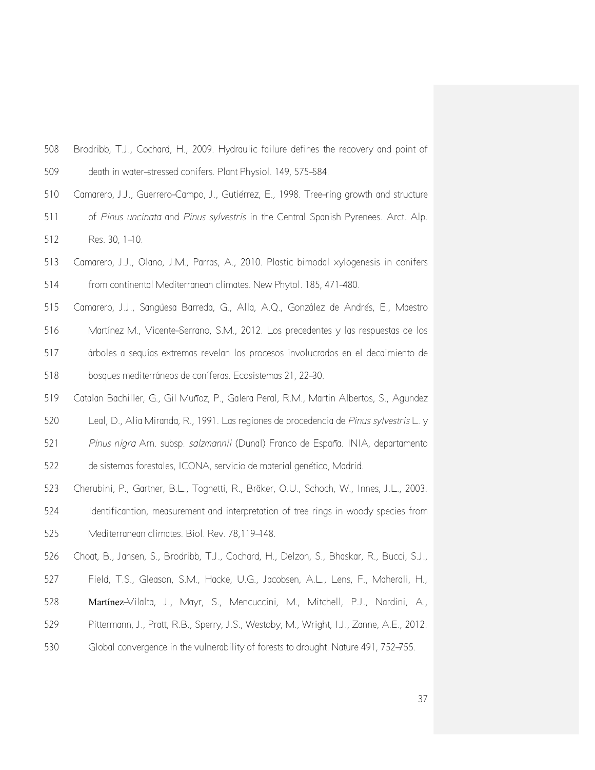Brodribb, T.J., Cochard, H., 2009. Hydraulic failure defines the recovery and point of death in water–stressed conifers. Plant Physiol. 149, 575–584.

Camarero, J.J., Guerrero–Campo, J., Gutiérrez, E., 1998. Tree–ring growth and structure of *Pinus uncinata* and *Pinus sylvestris* in the Central Spanish Pyrenees. Arct. Alp. Res. 30, 1–10.

Camarero, J.J., Olano, J.M., Parras, A., 2010. Plastic bimodal xylogenesis in conifers from continental Mediterranean climates. New Phytol. 185, 471–480.

Camarero, J.J., Sangüesa Barreda, G., Alla, A.Q., González de Andrés, E., Maestro Martínez M., Vicente–Serrano, S.M., 2012. Los precedentes y las respuestas de los árboles a sequías extremas revelan los procesos involucrados en el decaimiento de bosques mediterráneos de coníferas. Ecosistemas 21, 22–30.

Catalan Bachiller, G., Gil Muñoz, P., Galera Peral, R.M., Martin Albertos, S., Agundez Leal, D., Alia Miranda, R., 1991. Las regiones de procedencia de *Pinus sylvestris* L. y *Pinus nigra* Arn. subsp. *salzmannii* (Dunal) Franco de España. INIA, departamento de sistemas forestales, ICONA, servicio de material genético, Madrid.

Cherubini, P., Gartner, B.L., Tognetti, R., Bräker, O.U., Schoch, W., Innes, J.L., 2003. Identificantion, measurement and interpretation of tree rings in woody species from Mediterranean climates. Biol. Rev. 78,119–148.

Choat, B., Jansen, S., Brodribb, T.J., Cochard, H., Delzon, S., Bhaskar, R., Bucci, S.J., Field, T.S., Gleason, S.M., Hacke, U.G., Jacobsen, A.L., Lens, F., Maherali, H., Martínez–Vilalta, J., Mayr, S., Mencuccini, M., Mitchell, P.J., Nardini, A., Pittermann, J., Pratt, R.B., Sperry, J.S., Westoby, M., Wright, I.J., Zanne, A.E., 2012. Global convergence in the vulnerability of forests to drought. Nature 491, 752–755.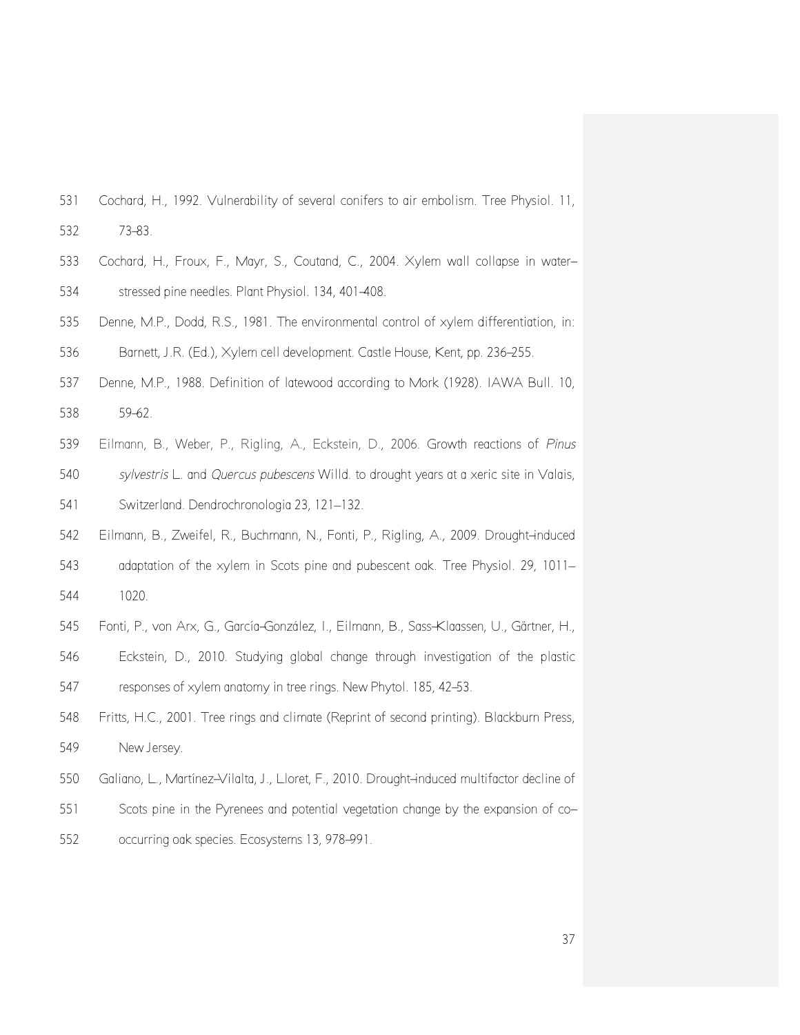Cochard, H., 1992. Vulnerability of several conifers to air embolism. Tree Physiol. 11, 73–83.

Cochard, H., Froux, F., Mayr, S., Coutand, C., 2004. Xylem wall collapse in water–stressed pine needles. Plant Physiol. 134, 401–408.

Denne, M.P., Dodd, R.S., 1981. The environmental control of xylem differentiation, in: Barnett, J.R. (Ed.), Xylem cell development. Castle House, Kent, pp. 236–255.

Denne, M.P., 1988. Definition of latewood according to Mork (1928). IAWA Bull. 10, 59–62.

Eilmann, B., Weber, P., Rigling, A., Eckstein, D., 2006. Growth reactions of *Pinus sylvestris* L. and *Quercus pubescens* Willd. to drought years at a xeric site in Valais, Switzerland. Dendrochronologia 23, 121–132.

Eilmann, B., Zweifel, R., Buchmann, N., Fonti, P., Rigling, A., 2009. Drought–induced adaptation of the xylem in Scots pine and pubescent oak. Tree Physiol. 29, 1011–1020.

Fonti, P., von Arx, G., García–González, I., Eilmann, B., Sass–Klaassen, U., Gärtner, H., Eckstein, D., 2010. Studying global change through investigation of the plastic responses of xylem anatomy in tree rings. New Phytol. 185, 42–53.

Fritts, H.C., 2001. Tree rings and climate (Reprint of second printing). Blackburn Press, New Jersey.

Galiano, L., Martínez–Vilalta, J., Lloret, F., 2010. Drought–induced multifactor decline of Scots pine in the Pyrenees and potential vegetation change by the expansion of co–occurring oak species. Ecosystems 13, 978–991.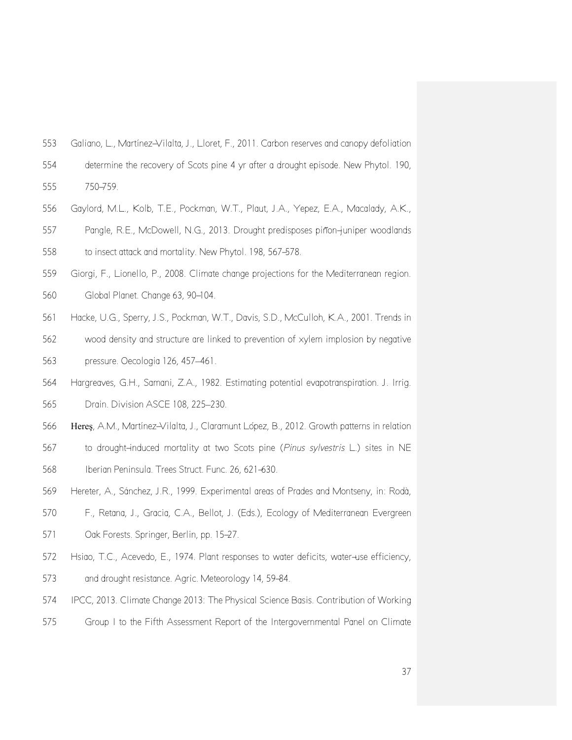Galiano, L., Martínez–Vilalta, J., Lloret, F., 2011. Carbon reserves and canopy defoliation determine the recovery of Scots pine 4 yr after a drought episode. New Phytol. 190, 750–759.

Gaylord, M.L., Kolb, T.E., Pockman, W.T., Plaut, J.A., Yepez, E.A., Macalady, A.K., Pangle, R.E., McDowell, N.G., 2013. Drought predisposes piñon–juniper woodlands to insect attack and mortality. New Phytol. 198, 567–578.

Giorgi, F., Lionello, P., 2008. Climate change projections for the Mediterranean region. Global Planet. Change 63, 90–104.

Hacke, U.G., Sperry, J.S., Pockman, W.T., Davis, S.D., McCulloh, K.A., 2001. Trends in wood density and structure are linked to prevention of xylem implosion by negative pressure. Oecologia 126, 457–461.

Hargreaves, G.H., Samani, Z.A., 1982. Estimating potential evapotranspiration. J. Irrig. Drain. Division ASCE 108, 225–230.

Hereş, A.M., Martínez–Vilalta, J., Claramunt López, B., 2012. Growth patterns in relation to drought–induced mortality at two Scots pine (*Pinus sylvestris* L.) sites in NE Iberian Peninsula. Trees Struct. Func. 26, 621–630.

Hereter, A., Sánchez, J.R., 1999. Experimental areas of Prades and Montseny, in: Rodà, F., Retana, J., Gracia, C.A., Bellot, J. (Eds.), Ecology of Mediterranean Evergreen Oak Forests. Springer, Berlin, pp. 15–27.

Hsiao, T.C., Acevedo, E., 1974. Plant responses to water deficits, water–use efficiency, and drought resistance. Agric. Meteorology 14, 59–84.

IPCC, 2013. Climate Change 2013: The Physical Science Basis. Contribution of Working Group I to the Fifth Assessment Report of the Intergovernmental Panel on Climate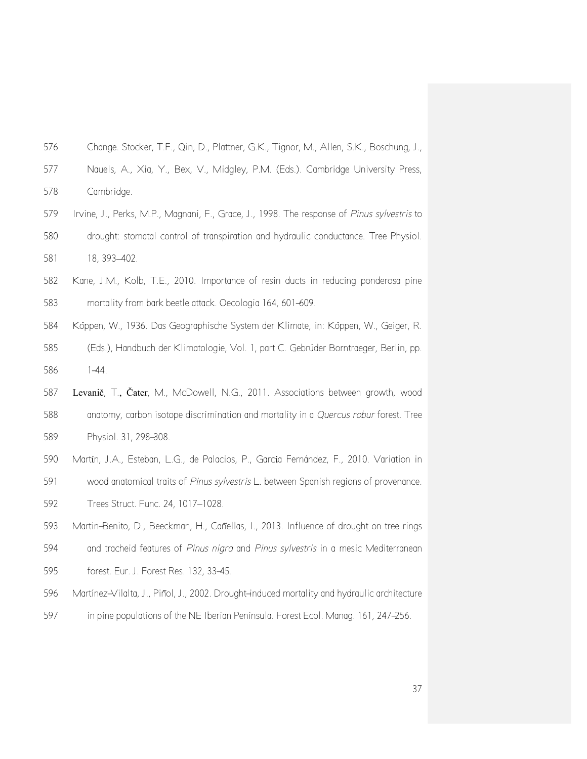Change. Stocker, T.F., Qin, D., Plattner, G.K., Tignor, M., Allen, S.K., Boschung, J., Nauels, A., Xia, Y., Bex, V., Midgley, P.M. (Eds.). Cambridge University Press, Cambridge.

Irvine, J., Perks, M.P., Magnani, F., Grace, J., 1998. The response of *Pinus sylvestris* to drought: stomatal control of transpiration and hydraulic conductance. Tree Physiol. 18, 393–402.

Kane, J.M., Kolb, T.E., 2010. Importance of resin ducts in reducing ponderosa pine mortality from bark beetle attack. Oecologia 164, 601–609.

Köppen, W., 1936. Das Geographische System der Klimate, in: Köppen, W., Geiger, R. (Eds.), Handbuch der Klimatologie, Vol. 1, part C. Gebrüder Borntraeger, Berlin, pp. 1–44.

Levanič, T., Čater, M., McDowell, N.G., 2011. Associations between growth, wood anatomy, carbon isotope discrimination and mortality in a *Quercus robur* forest. Tree Physiol. 31, 298–308.

Martín, J.A., Esteban, L.G., de Palacios, P., García Fernández, F., 2010. Variation in wood anatomical traits of *Pinus sylvestris* L. between Spanish regions of provenance. Trees Struct. Func. 24, 1017–1028.

Martin-Benito, D., Beeckman, H., Cañellas, I., 2013. Influence of drought on tree rings and tracheid features of *Pinus nigra* and *Pinus sylvestris* in a mesic Mediterranean forest. Eur. J. Forest Res. 132, 33–45.

Martínez-Vilalta, J., Piñol, J., 2002. Drought-induced mortality and hydraulic architecture in pine populations of the NE Iberian Peninsula. Forest Ecol. Manag. 161, 247–256.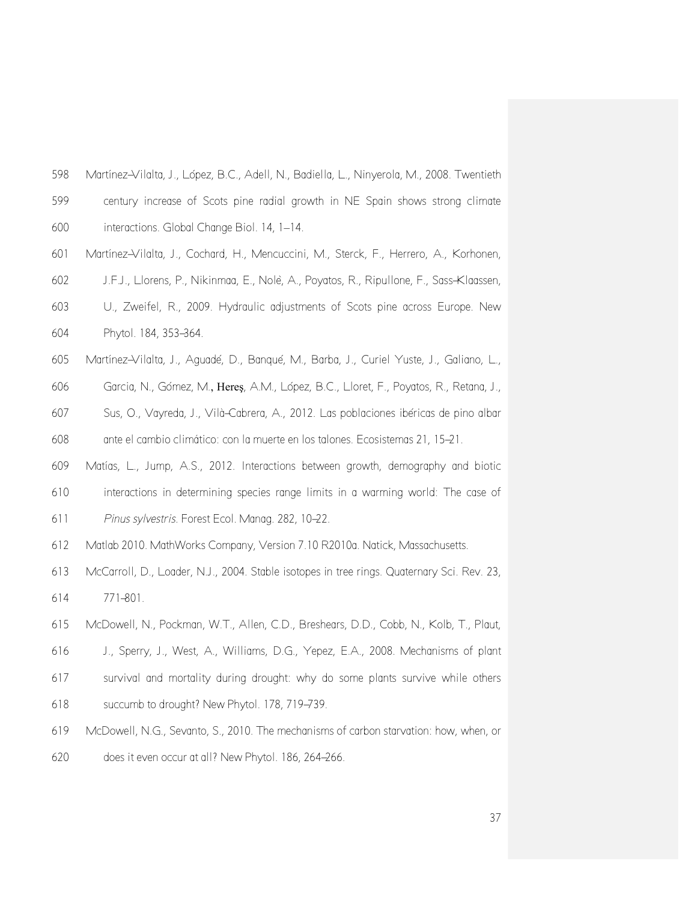598 Martínez–Vilalta, J., López, B.C., Adell, N., Badiella, L., Ninyerola, M., 2008. Twentieth
599 century increase of Scots pine radial growth in NE Spain shows strong climate
600 interactions. Global Change Biol. 14, 1–14.

601 Martínez–Vilalta, J., Cochard, H., Mencuccini, M., Sterck, F., Herrero, A., Korhonen,
602 J.F.J., Llorens, P., Nikinmaa, E., Nolè, A., Poyatos, R., Ripullone, F., Sass–Klaassen,
603 U., Zweifel, R., 2009. Hydraulic adjustments of Scots pine across Europe. New
604 Phytol. 184, 353–364.

605 Martínez–Vilalta, J., Aguadé, D., Banqué, M., Barba, J., Curiel Yuste, J., Galiano, L.,
606 Garcia, N., Gómez, M., Hereş, A.M., López, B.C., Lloret, F., Poyatos, R., Retana, J.,
607 Sus, O., Vayreda, J., Vilà–Cabrera, A., 2012. Las poblaciones ibéricas de pino albar
608 ante el cambio climático: con la muerte en los talones. Ecosistemas 21, 15–21.

609 Matías, L., Jump, A.S., 2012. Interactions between growth, demography and biotic
610 interactions in determining species range limits in a warming world: The case of
611 *Pinus sylvestris*. Forest Ecol. Manag. 282, 10–22.

612 Matlab 2010. MathWorks Company, Version 7.10 R2010a. Natick, Massachusetts.

613 McCarroll, D., Loader, N.J., 2004. Stable isotopes in tree rings. Quaternary Sci. Rev. 23,
614 771–801.

615 McDowell, N., Pockman, W.T., Allen, C.D., Breshears, D.D., Cobb, N., Kolb, T., Plaut,
616 J., Sperry, J., West, A., Williams, D.G., Yepez, E.A., 2008. Mechanisms of plant
617 survival and mortality during drought: why do some plants survive while others
618 succumb to drought? New Phytol. 178, 719–739.

619 McDowell, N.G., Sevanto, S., 2010. The mechanisms of carbon starvation: how, when, or
620 does it even occur at all? New Phytol. 186, 264–266.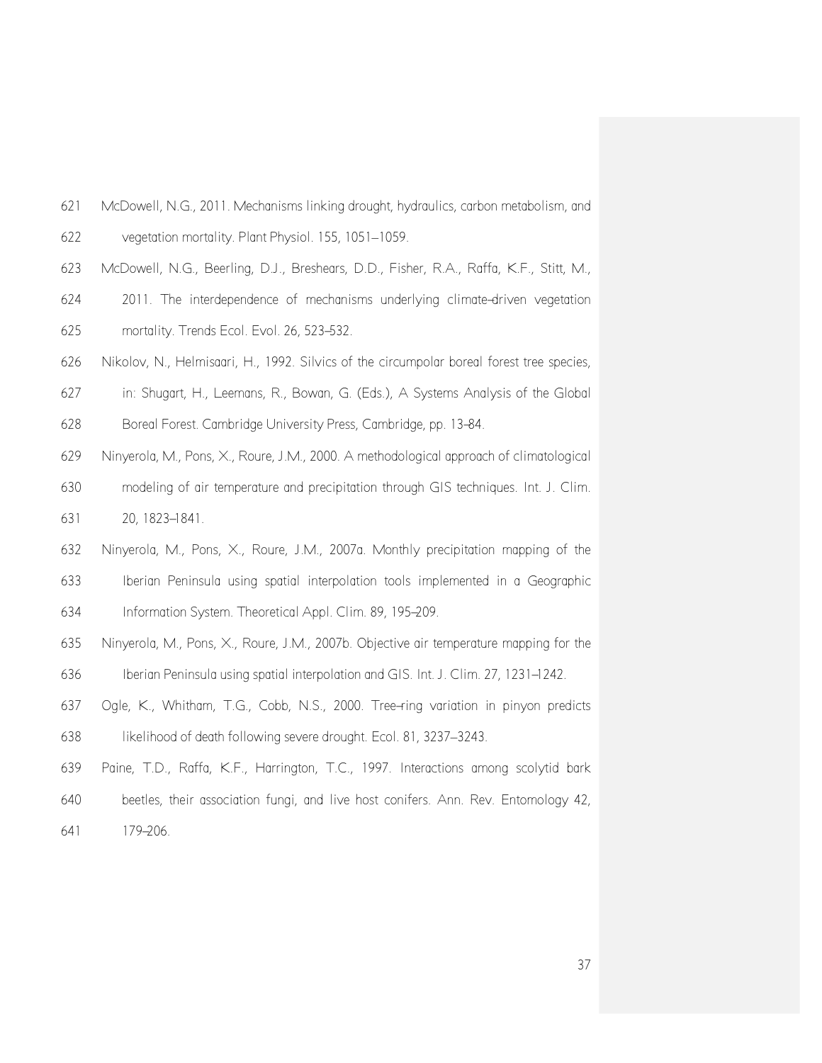McDowell, N.G., 2011. Mechanisms linking drought, hydraulics, carbon metabolism, and vegetation mortality. Plant Physiol. 155, 1051–1059.

McDowell, N.G., Beerling, D.J., Breshears, D.D., Fisher, R.A., Raffa, K.F., Stitt, M., 2011. The interdependence of mechanisms underlying climate–driven vegetation mortality. Trends Ecol. Evol. 26, 523–532.

Nikolov, N., Helmisaari, H., 1992. Silvics of the circumpolar boreal forest tree species, in: Shugart, H., Leemans, R., Bowan, G. (Eds.), A Systems Analysis of the Global Boreal Forest. Cambridge University Press, Cambridge, pp. 13–84.

Ninyerola, M., Pons, X., Roure, J.M., 2000. A methodological approach of climatological modeling of air temperature and precipitation through GIS techniques. Int. J. Clim. 20, 1823–1841.

Ninyerola, M., Pons, X., Roure, J.M., 2007a. Monthly precipitation mapping of the Iberian Peninsula using spatial interpolation tools implemented in a Geographic Information System. Theoretical Appl. Clim. 89, 195–209.

Ninyerola, M., Pons, X., Roure, J.M., 2007b. Objective air temperature mapping for the Iberian Peninsula using spatial interpolation and GIS. Int. J. Clim. 27, 1231–1242.

Ogle, K., Whitham, T.G., Cobb, N.S., 2000. Tree–ring variation in pinyon predicts likelihood of death following severe drought. Ecol. 81, 3237–3243.

Paine, T.D., Raffa, K.F., Harrington, T.C., 1997. Interactions among scolytid bark beetles, their association fungi, and live host conifers. Ann. Rev. Entomology 42, 179–206.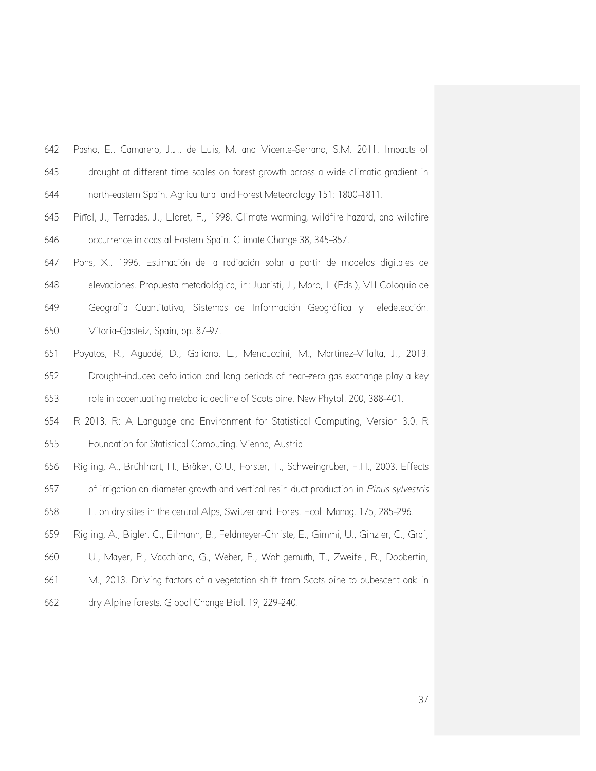Pasho, E., Camarero, J.J., de Luis, M. and Vicente-Serrano, S.M. 2011. Impacts of drought at different time scales on forest growth across a wide climatic gradient in north-eastern Spain. Agricultural and Forest Meteorology 151: 1800–1811.

Piñol, J., Terrades, J., Lloret, F., 1998. Climate warming, wildfire hazard, and wildfire occurrence in coastal Eastern Spain. Climate Change 38, 345–357.

Pons, X., 1996. Estimación de la radiación solar a partir de modelos digitales de elevaciones. Propuesta metodológica, in: Juaristi, J., Moro, I. (Eds.), VII Coloquio de Geografía Cuantitativa, Sistemas de Información Geográfica y Teledetección. Vitoria-Gasteiz, Spain, pp. 87–97.

Poyatos, R., Aguadé, D., Galiano, L., Mencuccini, M., Martínez-Vilalta, J., 2013. Drought-induced defoliation and long periods of near-zero gas exchange play a key role in accentuating metabolic decline of Scots pine. New Phytol. 200, 388–401.

R 2013. R: A Language and Environment for Statistical Computing, Version 3.0. R Foundation for Statistical Computing. Vienna, Austria.

Rigling, A., Brühlhart, H., Bräker, O.U., Forster, T., Schweingruber, F.H., 2003. Effects of irrigation on diameter growth and vertical resin duct production in *Pinus sylvestris* L. on dry sites in the central Alps, Switzerland. Forest Ecol. Manag. 175, 285–296.

Rigling, A., Bigler, C., Eilmann, B., Feldmeyer-Christe, E., Gimmi, U., Ginzler, C., Graf, U., Mayer, P., Vacchiano, G., Weber, P., Wohlgemuth, T., Zweifel, R., Dobbertin, M., 2013. Driving factors of a vegetation shift from Scots pine to pubescent oak in dry Alpine forests. Global Change Biol. 19, 229–240.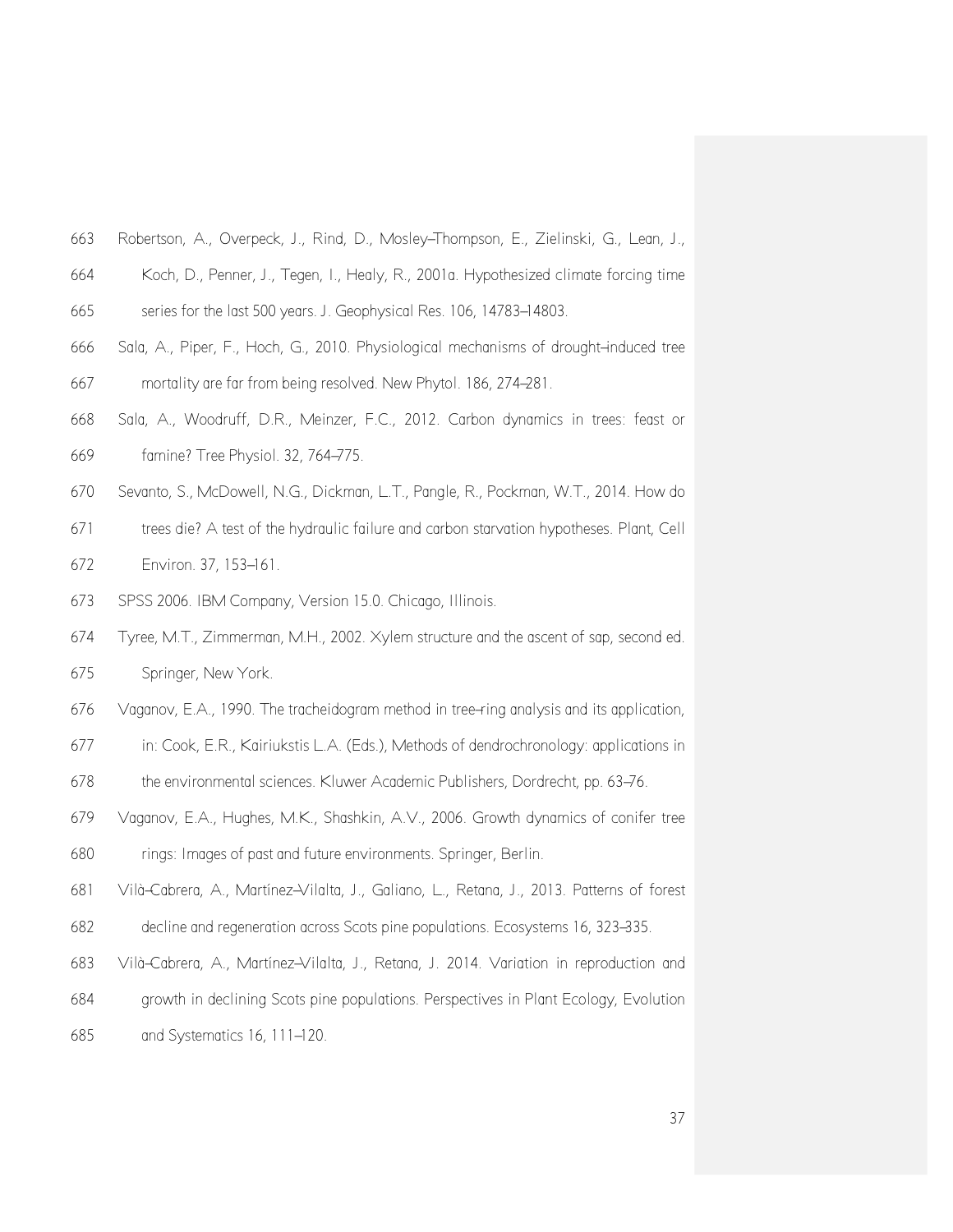Robertson, A., Overpeck, J., Rind, D., Mosley–Thompson, E., Zielinski, G., Lean, J., Koch, D., Penner, J., Tegen, I., Healy, R., 2001a. Hypothesized climate forcing time series for the last 500 years. J. Geophysical Res. 106, 14783–14803.

Sala, A., Piper, F., Hoch, G., 2010. Physiological mechanisms of drought–induced tree mortality are far from being resolved. New Phytol. 186, 274–281.

Sala, A., Woodruff, D.R., Meinzer, F.C., 2012. Carbon dynamics in trees: feast or famine? Tree Physiol. 32, 764–775.

Sevanto, S., McDowell, N.G., Dickman, L.T., Pangle, R., Pockman, W.T., 2014. How do trees die? A test of the hydraulic failure and carbon starvation hypotheses. Plant, Cell Environ. 37, 153–161.

SPSS 2006. IBM Company, Version 15.0. Chicago, Illinois.

Tyree, M.T., Zimmerman, M.H., 2002. Xylem structure and the ascent of sap, second ed. Springer, New York.

Vaganov, E.A., 1990. The tracheidogram method in tree–ring analysis and its application, in: Cook, E.R., Kairiukstis L.A. (Eds.), Methods of dendrochronology: applications in the environmental sciences. Kluwer Academic Publishers, Dordrecht, pp. 63–76.

Vaganov, E.A., Hughes, M.K., Shashkin, A.V., 2006. Growth dynamics of conifer tree rings: Images of past and future environments. Springer, Berlin.

Vilà–Cabrera, A., Martínez–Vilalta, J., Galiano, L., Retana, J., 2013. Patterns of forest decline and regeneration across Scots pine populations. Ecosystems 16, 323–335.

Vilà–Cabrera, A., Martínez–Vilalta, J., Retana, J. 2014. Variation in reproduction and growth in declining Scots pine populations. Perspectives in Plant Ecology, Evolution and Systematics 16, 111–120.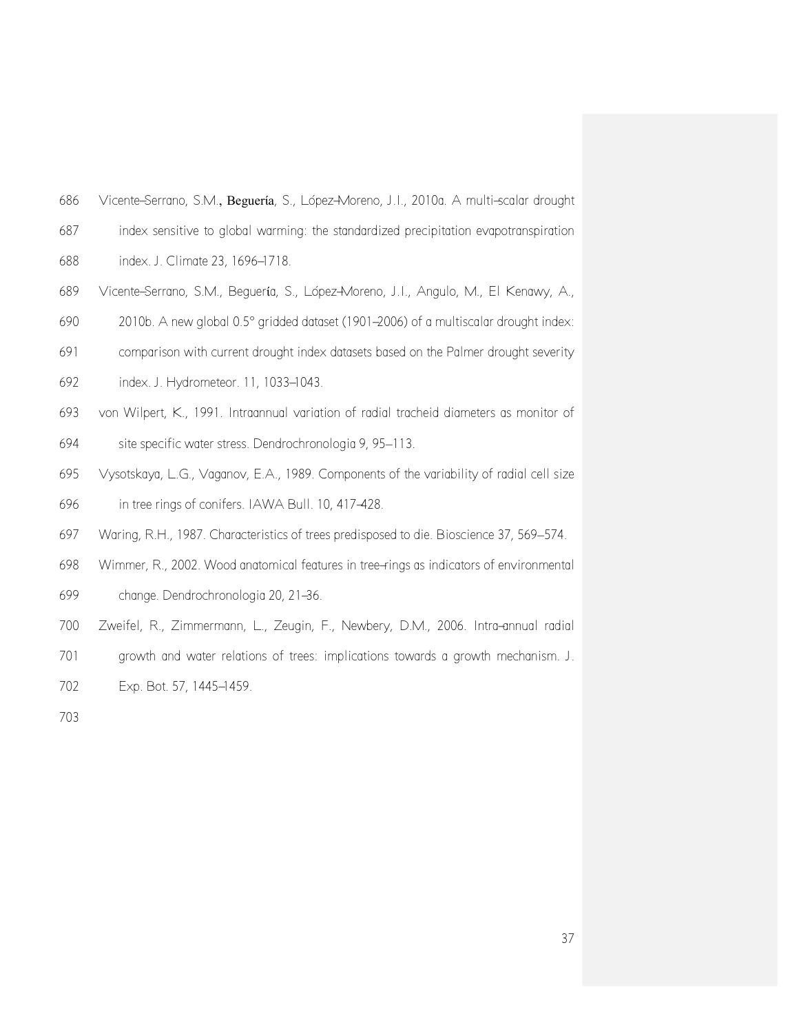Vicente-Serrano, S.M., Beguería, S., López-Moreno, J.I., 2010a. A multi-scalar drought index sensitive to global warming: the standardized precipitation evapotranspiration index. J. Climate 23, 1696–1718.

Vicente-Serrano, S.M., Beguería, S., López-Moreno, J.I., Angulo, M., El Kenawy, A., 2010b. A new global 0.5° gridded dataset (1901–2006) of a multiscalar drought index: comparison with current drought index datasets based on the Palmer drought severity index. J. Hydrometeor. 11, 1033–1043.

von Wilpert, K., 1991. Intraannual variation of radial tracheid diameters as monitor of site specific water stress. Dendrochronologia 9, 95–113.

Vysotskaya, L.G., Vaganov, E.A., 1989. Components of the variability of radial cell size in tree rings of conifers. IAWA Bull. 10, 417–428.

Waring, R.H., 1987. Characteristics of trees predisposed to die. Bioscience 37, 569–574.

Wimmer, R., 2002. Wood anatomical features in tree-rings as indicators of environmental change. Dendrochronologia 20, 21–36.

Zweifel, R., Zimmermann, L., Zeugin, F., Newbery, D.M., 2006. Intra-annual radial growth and water relations of trees: implications towards a growth mechanism. J. Exp. Bot. 57, 1445–1459.